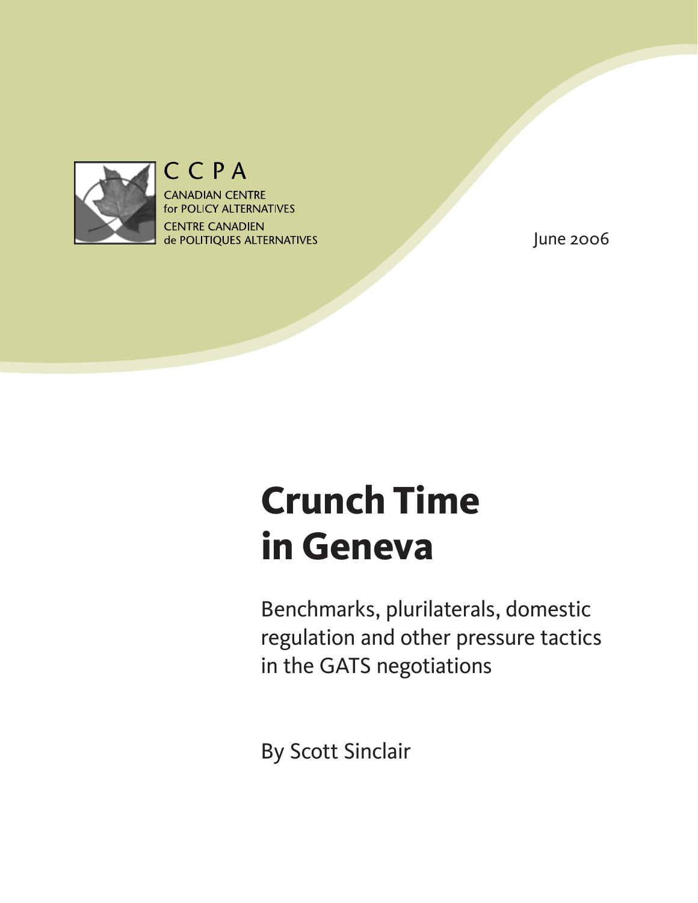CCPA

CANADIAN CENTRE for POLICY ALTERNATIVES

CENTRE CANADIEN de POLITIQUES ALTERNATIVES

June 2006

# Crunch Time in Geneva

## Benchmarks, plurilaterals, domestic regulation and other pressure tactics in the GATS negotiations

By Scott Sinclair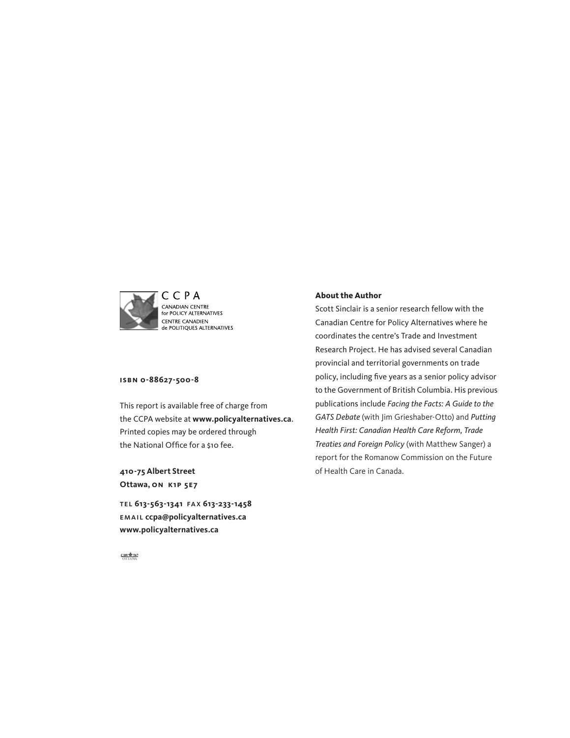CCPA
CANADIAN CENTRE
for POLICY ALTERNATIVES
CENTRE CANADIEN
de POLITIQUES ALTERNATIVES

**ISBN 0-88627-500-8**

This report is available free of charge from the CCPA website at **www.policyalternatives.ca**. Printed copies may be ordered through the National Office for a $10 fee.

**410-75 Albert Street**
**Ottawa, ON K1P 5E7**

**TEL 613-563-1341 FAX 613-233-1458**
**EMAIL ccpa@policyalternatives.ca**
**www.policyalternatives.ca**

CAW 567 OTTAWA

**About the Author**

Scott Sinclair is a senior research fellow with the Canadian Centre for Policy Alternatives where he coordinates the centre's Trade and Investment Research Project. He has advised several Canadian provincial and territorial governments on trade policy, including five years as a senior policy advisor to the Government of British Columbia. His previous publications include *Facing the Facts: A Guide to the GATS Debate* (with Jim Grieshaber-Otto) and *Putting Health First: Canadian Health Care Reform, Trade Treaties and Foreign Policy* (with Matthew Sanger) a report for the Romanow Commission on the Future of Health Care in Canada.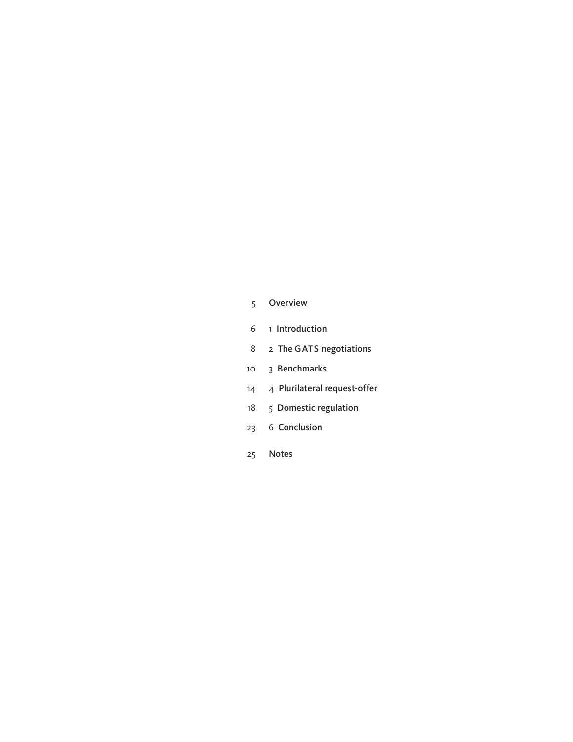| | |
|---|---|
| 5 | Overview |
| 6 | 1 Introduction |
| 8 | 2 The GATS negotiations |
| 10 | 3 Benchmarks |
| 14 | 4 Plurilateral request-offer |
| 18 | 5 Domestic regulation |
| 23 | 6 Conclusion |
| 25 | Notes |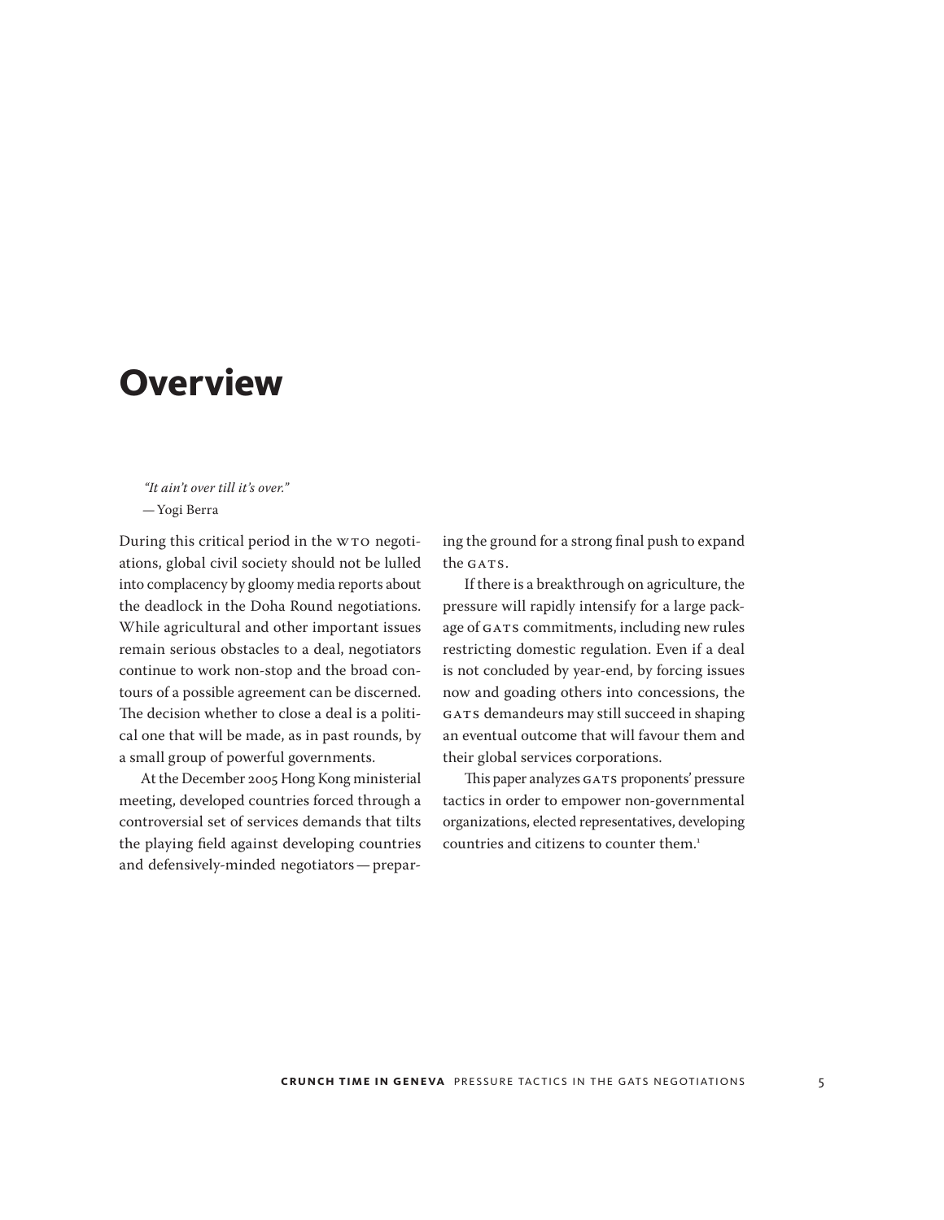# Overview

*"It ain't over till it's over."*
— Yogi Berra

During this critical period in the WTO negotiations, global civil society should not be lulled into complacency by gloomy media reports about the deadlock in the Doha Round negotiations. While agricultural and other important issues remain serious obstacles to a deal, negotiators continue to work non-stop and the broad contours of a possible agreement can be discerned. The decision whether to close a deal is a political one that will be made, as in past rounds, by a small group of powerful governments.

At the December 2005 Hong Kong ministerial meeting, developed countries forced through a controversial set of services demands that tilts the playing field against developing countries and defensively-minded negotiators — preparing the ground for a strong final push to expand the GATS.

If there is a breakthrough on agriculture, the pressure will rapidly intensify for a large package of GATS commitments, including new rules restricting domestic regulation. Even if a deal is not concluded by year-end, by forcing issues now and goading others into concessions, the GATS demandeurs may still succeed in shaping an eventual outcome that will favour them and their global services corporations.

This paper analyzes GATS proponents' pressure tactics in order to empower non-governmental organizations, elected representatives, developing countries and citizens to counter them.[1]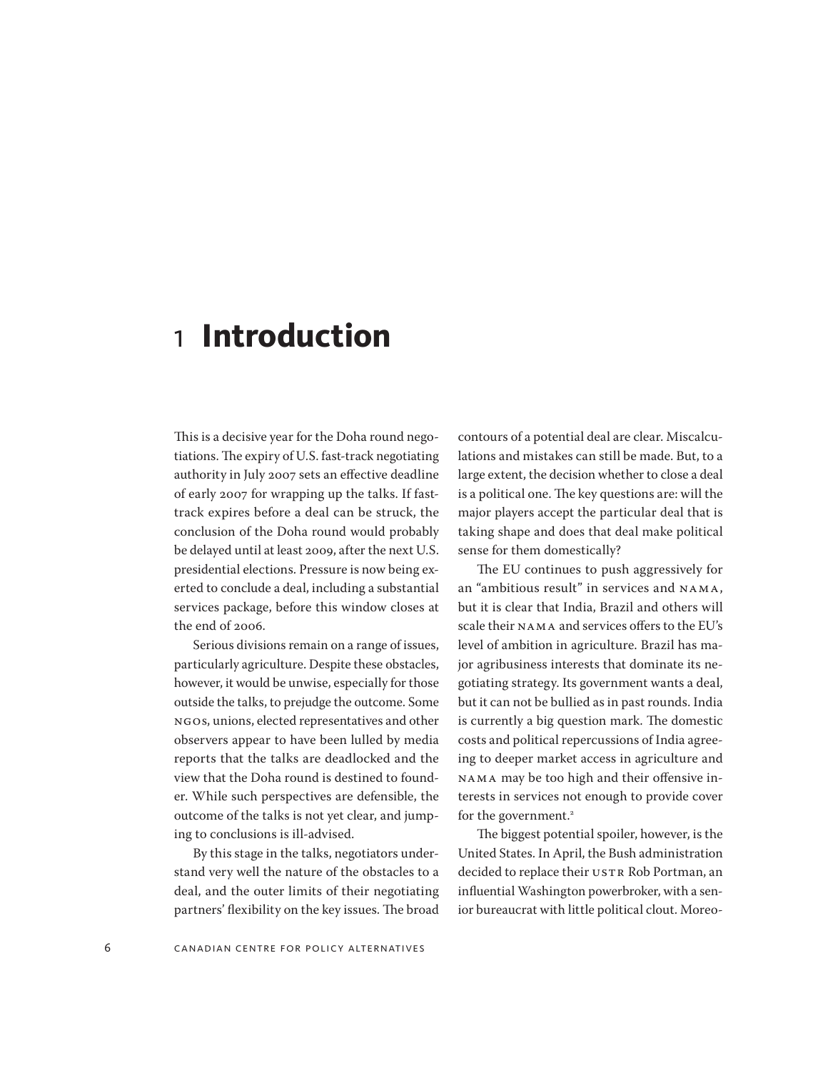# 1 Introduction

This is a decisive year for the Doha round negotiations. The expiry of U.S. fast-track negotiating authority in July 2007 sets an effective deadline of early 2007 for wrapping up the talks. If fast-track expires before a deal can be struck, the conclusion of the Doha round would probably be delayed until at least 2009, after the next U.S. presidential elections. Pressure is now being exerted to conclude a deal, including a substantial services package, before this window closes at the end of 2006.

Serious divisions remain on a range of issues, particularly agriculture. Despite these obstacles, however, it would be unwise, especially for those outside the talks, to prejudge the outcome. Some NGOs, unions, elected representatives and other observers appear to have been lulled by media reports that the talks are deadlocked and the view that the Doha round is destined to founder. While such perspectives are defensible, the outcome of the talks is not yet clear, and jumping to conclusions is ill-advised.

By this stage in the talks, negotiators understand very well the nature of the obstacles to a deal, and the outer limits of their negotiating partners' flexibility on the key issues. The broad contours of a potential deal are clear. Miscalculations and mistakes can still be made. But, to a large extent, the decision whether to close a deal is a political one. The key questions are: will the major players accept the particular deal that is taking shape and does that deal make political sense for them domestically?

The EU continues to push aggressively for an "ambitious result" in services and NAMA, but it is clear that India, Brazil and others will scale their NAMA and services offers to the EU's level of ambition in agriculture. Brazil has major agribusiness interests that dominate its negotiating strategy. Its government wants a deal, but it can not be bullied as in past rounds. India is currently a big question mark. The domestic costs and political repercussions of India agreeing to deeper market access in agriculture and NAMA may be too high and their offensive interests in services not enough to provide cover for the government.[2]

The biggest potential spoiler, however, is the United States. In April, the Bush administration decided to replace their USTR Rob Portman, an influential Washington powerbroker, with a senior bureaucrat with little political clout. Moreo-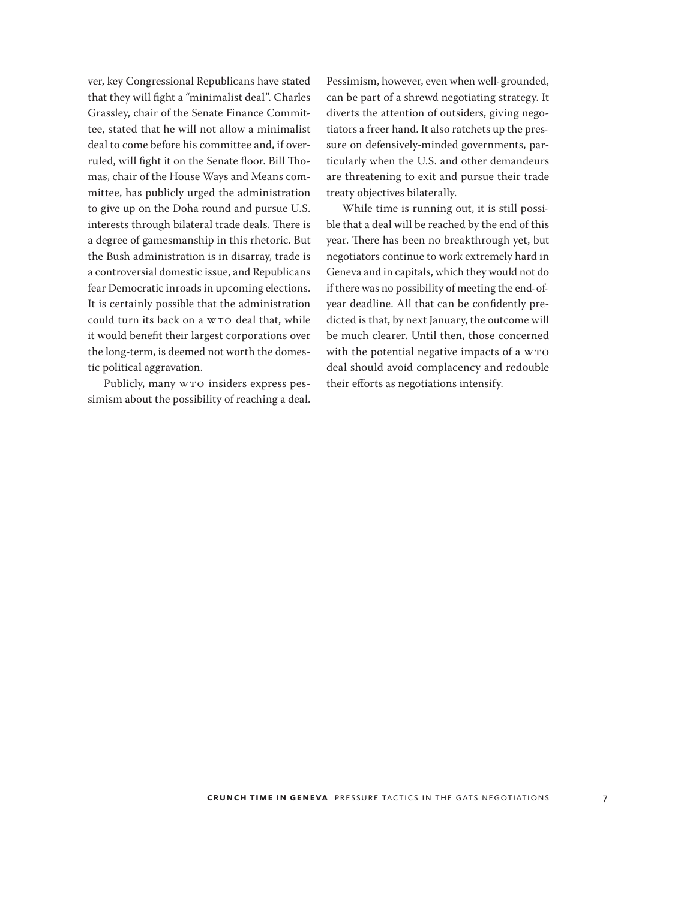ver, key Congressional Republicans have stated that they will fight a "minimalist deal". Charles Grassley, chair of the Senate Finance Committee, stated that he will not allow a minimalist deal to come before his committee and, if overruled, will fight it on the Senate floor. Bill Thomas, chair of the House Ways and Means committee, has publicly urged the administration to give up on the Doha round and pursue U.S. interests through bilateral trade deals. There is a degree of gamesmanship in this rhetoric. But the Bush administration is in disarray, trade is a controversial domestic issue, and Republicans fear Democratic inroads in upcoming elections. It is certainly possible that the administration could turn its back on a WTO deal that, while it would benefit their largest corporations over the long-term, is deemed not worth the domestic political aggravation.

Publicly, many WTO insiders express pessimism about the possibility of reaching a deal. Pessimism, however, even when well-grounded, can be part of a shrewd negotiating strategy. It diverts the attention of outsiders, giving negotiators a freer hand. It also ratchets up the pressure on defensively-minded governments, particularly when the U.S. and other demandeurs are threatening to exit and pursue their trade treaty objectives bilaterally.

While time is running out, it is still possible that a deal will be reached by the end of this year. There has been no breakthrough yet, but negotiators continue to work extremely hard in Geneva and in capitals, which they would not do if there was no possibility of meeting the end-of-year deadline. All that can be confidently predicted is that, by next January, the outcome will be much clearer. Until then, those concerned with the potential negative impacts of a WTO deal should avoid complacency and redouble their efforts as negotiations intensify.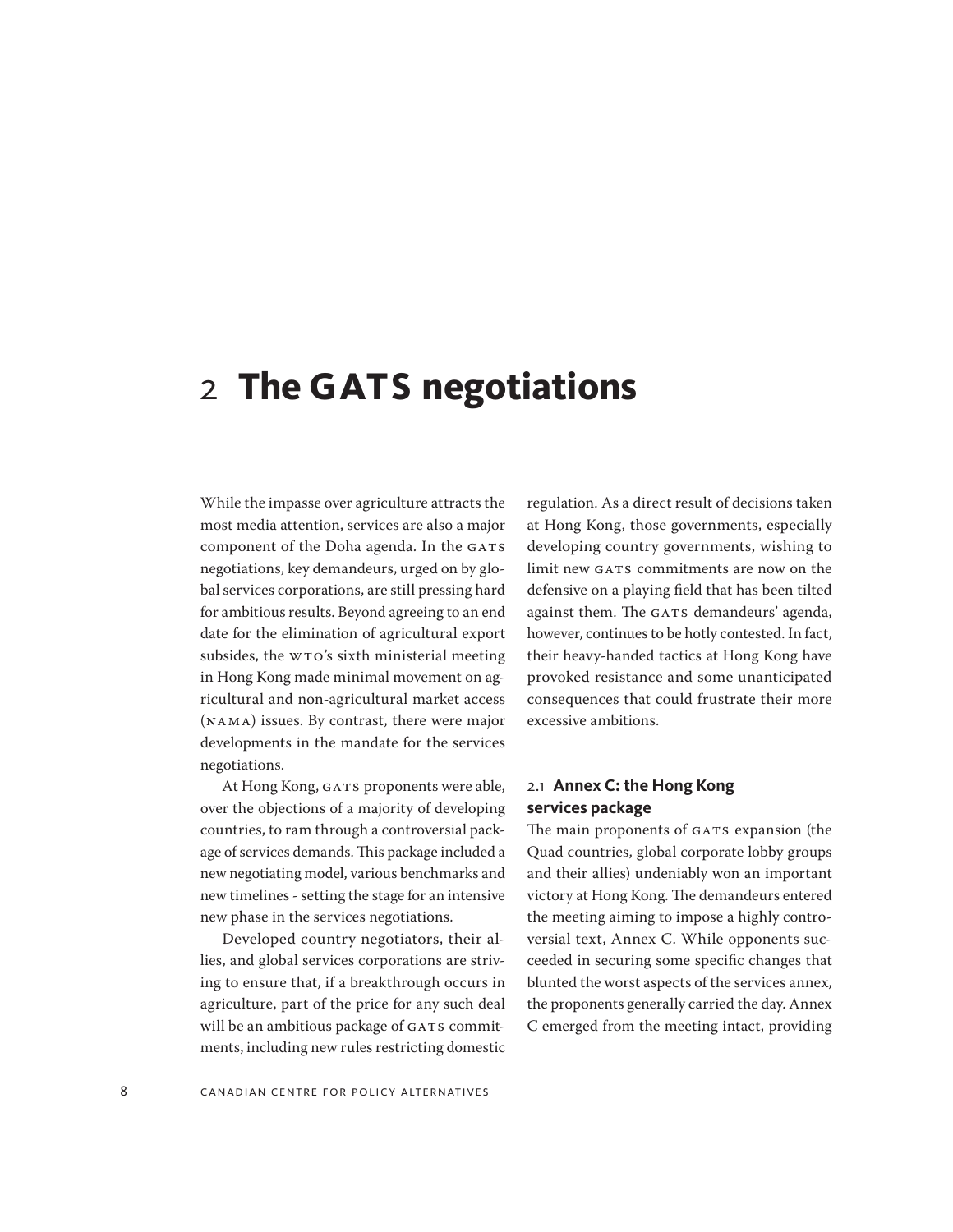# 2 The GATS negotiations

While the impasse over agriculture attracts the most media attention, services are also a major component of the Doha agenda. In the GATS negotiations, key demandeurs, urged on by global services corporations, are still pressing hard for ambitious results. Beyond agreeing to an end date for the elimination of agricultural export subsides, the WTO's sixth ministerial meeting in Hong Kong made minimal movement on agricultural and non-agricultural market access (NAMA) issues. By contrast, there were major developments in the mandate for the services negotiations.

At Hong Kong, GATS proponents were able, over the objections of a majority of developing countries, to ram through a controversial package of services demands. This package included a new negotiating model, various benchmarks and new timelines - setting the stage for an intensive new phase in the services negotiations.

Developed country negotiators, their allies, and global services corporations are striving to ensure that, if a breakthrough occurs in agriculture, part of the price for any such deal will be an ambitious package of GATS commitments, including new rules restricting domestic regulation. As a direct result of decisions taken at Hong Kong, those governments, especially developing country governments, wishing to limit new GATS commitments are now on the defensive on a playing field that has been tilted against them. The GATS demandeurs' agenda, however, continues to be hotly contested. In fact, their heavy-handed tactics at Hong Kong have provoked resistance and some unanticipated consequences that could frustrate their more excessive ambitions.

## 2.1 Annex C: the Hong Kong services package

The main proponents of GATS expansion (the Quad countries, global corporate lobby groups and their allies) undeniably won an important victory at Hong Kong. The demandeurs entered the meeting aiming to impose a highly controversial text, Annex C. While opponents succeeded in securing some specific changes that blunted the worst aspects of the services annex, the proponents generally carried the day. Annex C emerged from the meeting intact, providing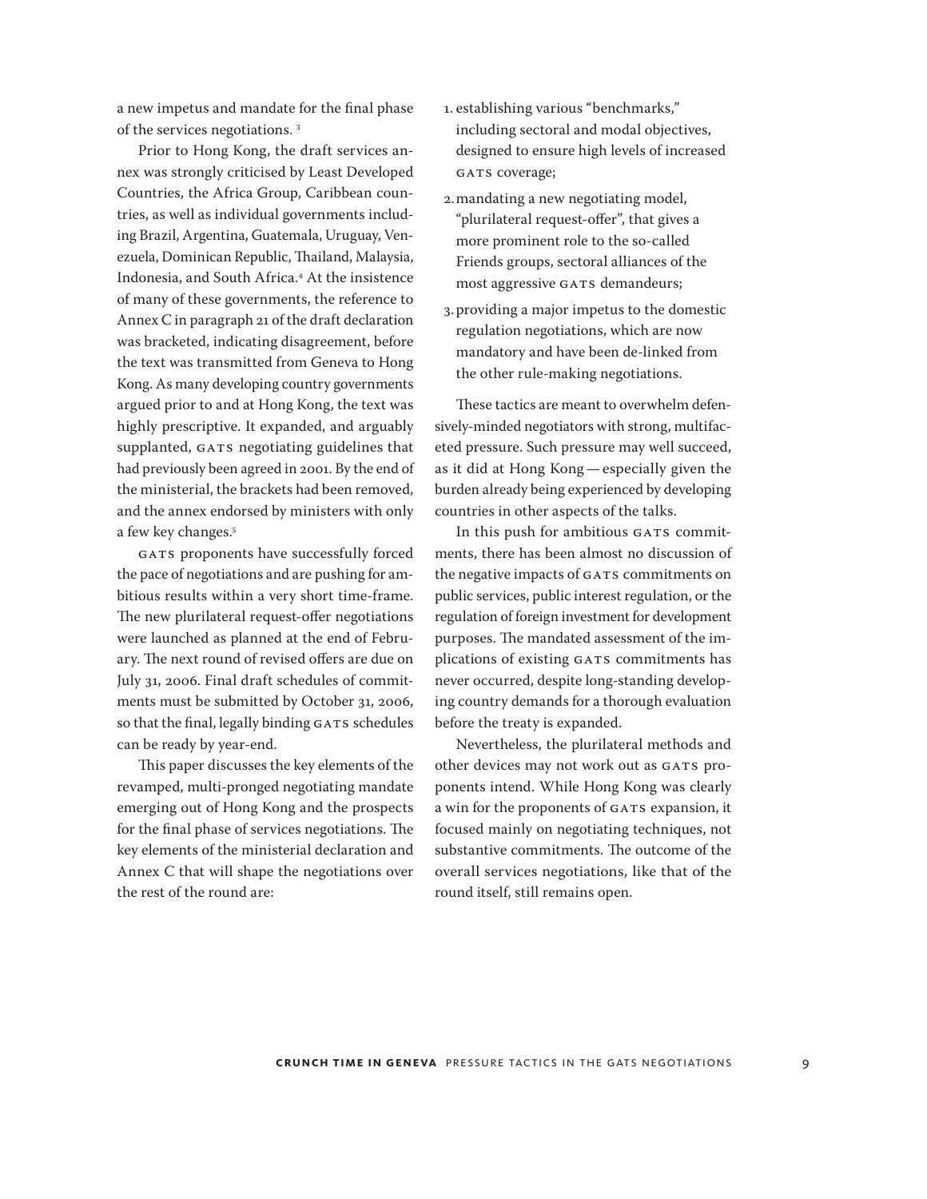a new impetus and mandate for the final phase of the services negotiations. [3]

Prior to Hong Kong, the draft services annex was strongly criticised by Least Developed Countries, the Africa Group, Caribbean countries, as well as individual governments including Brazil, Argentina, Guatemala, Uruguay, Venezuela, Dominican Republic, Thailand, Malaysia, Indonesia, and South Africa.[4] At the insistence of many of these governments, the reference to Annex C in paragraph 21 of the draft declaration was bracketed, indicating disagreement, before the text was transmitted from Geneva to Hong Kong. As many developing country governments argued prior to and at Hong Kong, the text was highly prescriptive. It expanded, and arguably supplanted, GATS negotiating guidelines that had previously been agreed in 2001. By the end of the ministerial, the brackets had been removed, and the annex endorsed by ministers with only a few key changes.[5]

GATS proponents have successfully forced the pace of negotiations and are pushing for ambitious results within a very short time-frame. The new plurilateral request-offer negotiations were launched as planned at the end of February. The next round of revised offers are due on July 31, 2006. Final draft schedules of commitments must be submitted by October 31, 2006, so that the final, legally binding GATS schedules can be ready by year-end.

This paper discusses the key elements of the revamped, multi-pronged negotiating mandate emerging out of Hong Kong and the prospects for the final phase of services negotiations. The key elements of the ministerial declaration and Annex C that will shape the negotiations over the rest of the round are:

1. establishing various "benchmarks," including sectoral and modal objectives, designed to ensure high levels of increased GATS coverage;
2. mandating a new negotiating model, "plurilateral request-offer", that gives a more prominent role to the so-called Friends groups, sectoral alliances of the most aggressive GATS demandeurs;
3. providing a major impetus to the domestic regulation negotiations, which are now mandatory and have been de-linked from the other rule-making negotiations.

These tactics are meant to overwhelm defensively-minded negotiators with strong, multifaceted pressure. Such pressure may well succeed, as it did at Hong Kong — especially given the burden already being experienced by developing countries in other aspects of the talks.

In this push for ambitious GATS commitments, there has been almost no discussion of the negative impacts of GATS commitments on public services, public interest regulation, or the regulation of foreign investment for development purposes. The mandated assessment of the implications of existing GATS commitments has never occurred, despite long-standing developing country demands for a thorough evaluation before the treaty is expanded.

Nevertheless, the plurilateral methods and other devices may not work out as GATS proponents intend. While Hong Kong was clearly a win for the proponents of GATS expansion, it focused mainly on negotiating techniques, not substantive commitments. The outcome of the overall services negotiations, like that of the round itself, still remains open.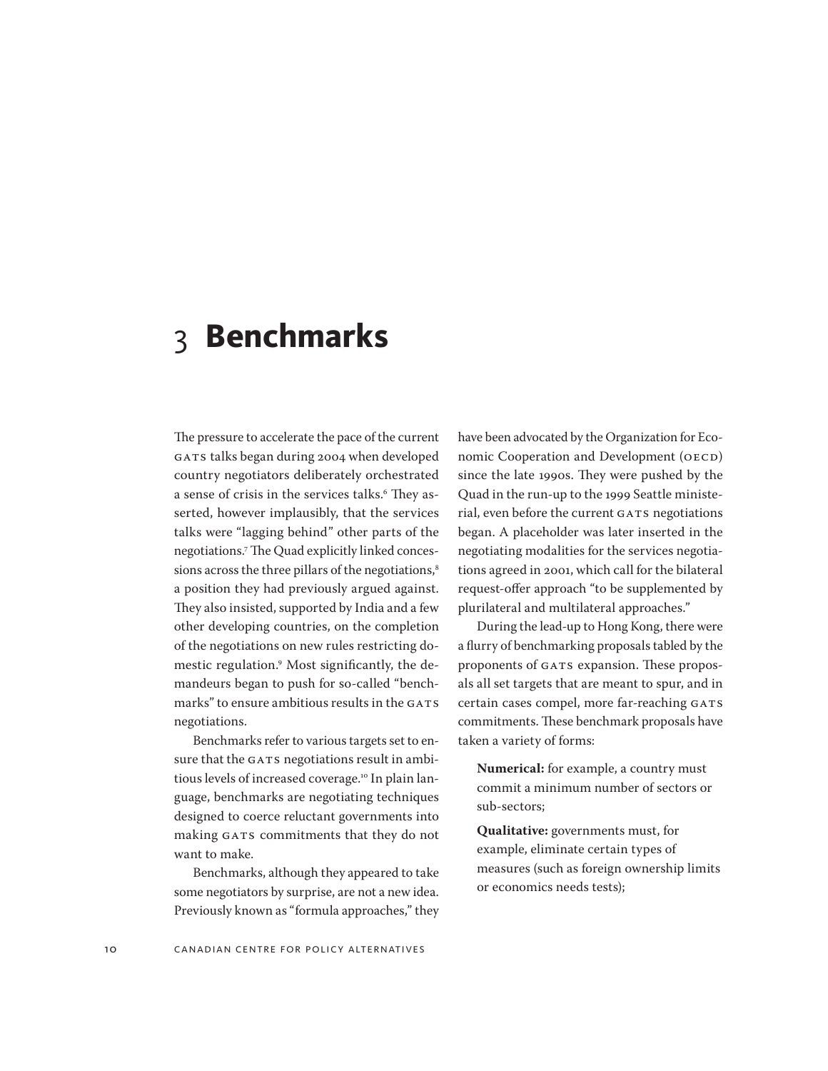# 3 Benchmarks

The pressure to accelerate the pace of the current GATS talks began during 2004 when developed country negotiators deliberately orchestrated a sense of crisis in the services talks.[6] They asserted, however implausibly, that the services talks were "lagging behind" other parts of the negotiations.[7] The Quad explicitly linked concessions across the three pillars of the negotiations,[8] a position they had previously argued against. They also insisted, supported by India and a few other developing countries, on the completion of the negotiations on new rules restricting domestic regulation.[9] Most significantly, the demandeurs began to push for so-called "benchmarks" to ensure ambitious results in the GATS negotiations.

Benchmarks refer to various targets set to ensure that the GATS negotiations result in ambitious levels of increased coverage.[10] In plain language, benchmarks are negotiating techniques designed to coerce reluctant governments into making GATS commitments that they do not want to make.

Benchmarks, although they appeared to take some negotiators by surprise, are not a new idea. Previously known as "formula approaches," they have been advocated by the Organization for Economic Cooperation and Development (OECD) since the late 1990s. They were pushed by the Quad in the run-up to the 1999 Seattle ministerial, even before the current GATS negotiations began. A placeholder was later inserted in the negotiating modalities for the services negotiations agreed in 2001, which call for the bilateral request-offer approach "to be supplemented by plurilateral and multilateral approaches."

During the lead-up to Hong Kong, there were a flurry of benchmarking proposals tabled by the proponents of GATS expansion. These proposals all set targets that are meant to spur, and in certain cases compel, more far-reaching GATS commitments. These benchmark proposals have taken a variety of forms:

**Numerical:** for example, a country must commit a minimum number of sectors or sub-sectors;

**Qualitative:** governments must, for example, eliminate certain types of measures (such as foreign ownership limits or economics needs tests);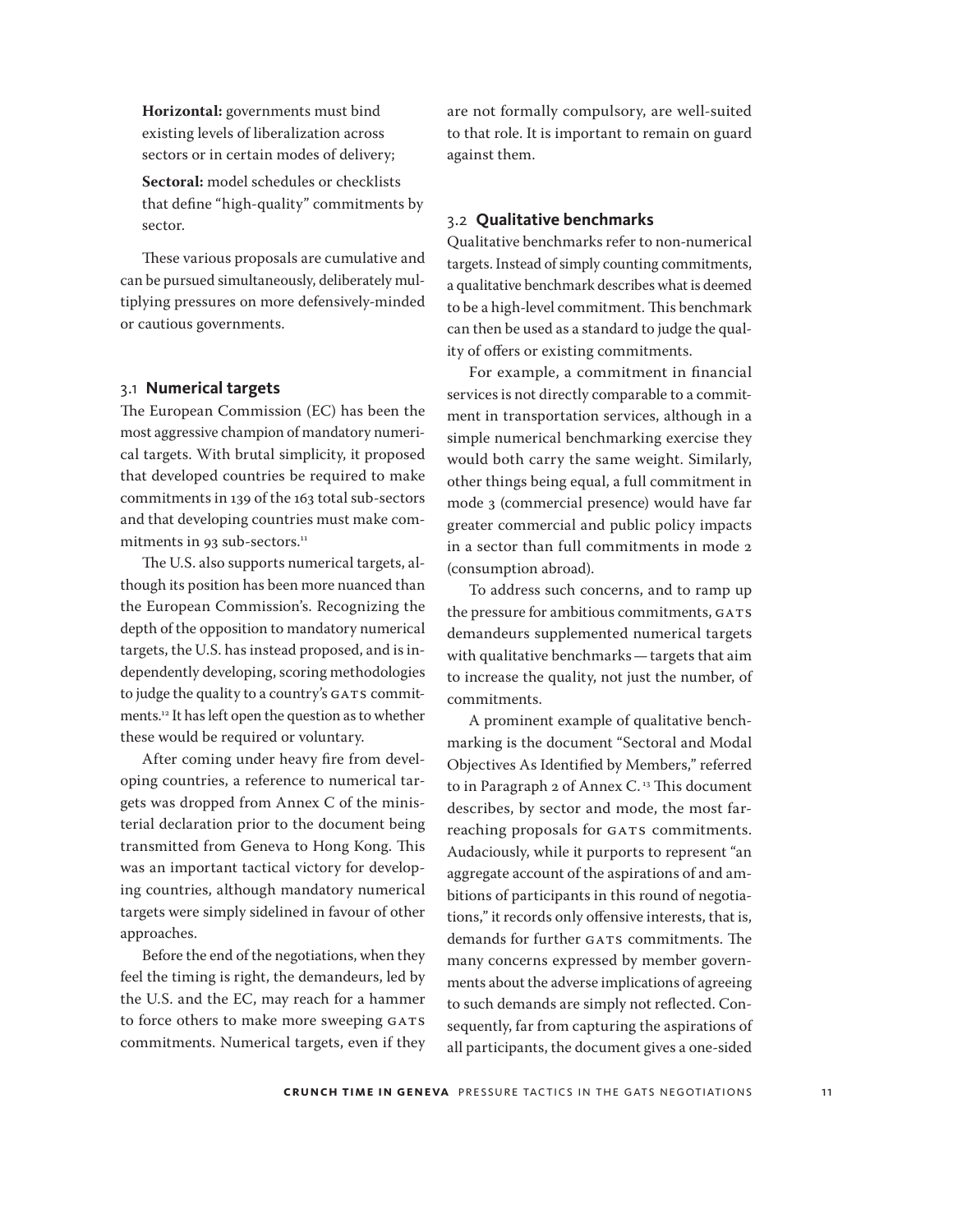**Horizontal:** governments must bind existing levels of liberalization across sectors or in certain modes of delivery;

**Sectoral:** model schedules or checklists that define "high-quality" commitments by sector.

These various proposals are cumulative and can be pursued simultaneously, deliberately multiplying pressures on more defensively-minded or cautious governments.

### 3.1 Numerical targets

The European Commission (EC) has been the most aggressive champion of mandatory numerical targets. With brutal simplicity, it proposed that developed countries be required to make commitments in 139 of the 163 total sub-sectors and that developing countries must make commitments in 93 sub-sectors.[11]

The U.S. also supports numerical targets, although its position has been more nuanced than the European Commission's. Recognizing the depth of the opposition to mandatory numerical targets, the U.S. has instead proposed, and is independently developing, scoring methodologies to judge the quality to a country's GATS commitments.[12] It has left open the question as to whether these would be required or voluntary.

After coming under heavy fire from developing countries, a reference to numerical targets was dropped from Annex C of the ministerial declaration prior to the document being transmitted from Geneva to Hong Kong. This was an important tactical victory for developing countries, although mandatory numerical targets were simply sidelined in favour of other approaches.

Before the end of the negotiations, when they feel the timing is right, the demandeurs, led by the U.S. and the EC, may reach for a hammer to force others to make more sweeping GATS commitments. Numerical targets, even if they are not formally compulsory, are well-suited to that role. It is important to remain on guard against them.

### 3.2 Qualitative benchmarks

Qualitative benchmarks refer to non-numerical targets. Instead of simply counting commitments, a qualitative benchmark describes what is deemed to be a high-level commitment. This benchmark can then be used as a standard to judge the quality of offers or existing commitments.

For example, a commitment in financial services is not directly comparable to a commitment in transportation services, although in a simple numerical benchmarking exercise they would both carry the same weight. Similarly, other things being equal, a full commitment in mode 3 (commercial presence) would have far greater commercial and public policy impacts in a sector than full commitments in mode 2 (consumption abroad).

To address such concerns, and to ramp up the pressure for ambitious commitments, GATS demandeurs supplemented numerical targets with qualitative benchmarks — targets that aim to increase the quality, not just the number, of commitments.

A prominent example of qualitative benchmarking is the document "Sectoral and Modal Objectives As Identified by Members," referred to in Paragraph 2 of Annex C.[13] This document describes, by sector and mode, the most far-reaching proposals for GATS commitments. Audaciously, while it purports to represent "an aggregate account of the aspirations of and ambitions of participants in this round of negotiations," it records only offensive interests, that is, demands for further GATS commitments. The many concerns expressed by member governments about the adverse implications of agreeing to such demands are simply not reflected. Consequently, far from capturing the aspirations of all participants, the document gives a one-sided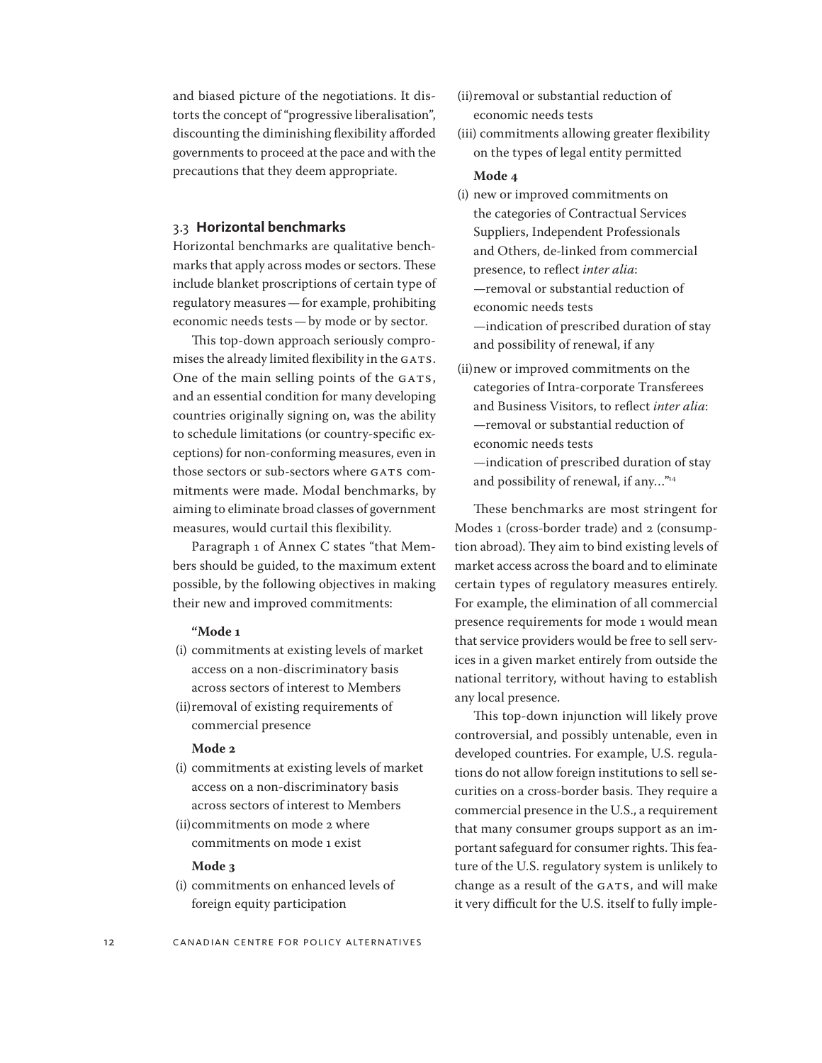and biased picture of the negotiations. It distorts the concept of "progressive liberalisation", discounting the diminishing flexibility afforded governments to proceed at the pace and with the precautions that they deem appropriate.

### 3.3 Horizontal benchmarks

Horizontal benchmarks are qualitative benchmarks that apply across modes or sectors. These include blanket proscriptions of certain type of regulatory measures — for example, prohibiting economic needs tests — by mode or by sector.

This top-down approach seriously compromises the already limited flexibility in the GATS. One of the main selling points of the GATS, and an essential condition for many developing countries originally signing on, was the ability to schedule limitations (or country-specific exceptions) for non-conforming measures, even in those sectors or sub-sectors where GATS commitments were made. Modal benchmarks, by aiming to eliminate broad classes of government measures, would curtail this flexibility.

Paragraph 1 of Annex C states "that Members should be guided, to the maximum extent possible, by the following objectives in making their new and improved commitments:

> **"Mode 1**
>
> (i) commitments at existing levels of market access on a non-discriminatory basis across sectors of interest to Members
>
> (ii) removal of existing requirements of commercial presence
>
> **Mode 2**
>
> (i) commitments at existing levels of market access on a non-discriminatory basis across sectors of interest to Members
>
> (ii) commitments on mode 2 where commitments on mode 1 exist
>
> **Mode 3**
>
> (i) commitments on enhanced levels of foreign equity participation
>
> (ii) removal or substantial reduction of economic needs tests
>
> (iii) commitments allowing greater flexibility on the types of legal entity permitted
>
> **Mode 4**
>
> (i) new or improved commitments on the categories of Contractual Services Suppliers, Independent Professionals and Others, de-linked from commercial presence, to reflect *inter alia*:
> —removal or substantial reduction of economic needs tests
> —indication of prescribed duration of stay and possibility of renewal, if any
>
> (ii) new or improved commitments on the categories of Intra-corporate Transferees and Business Visitors, to reflect *inter alia*:
> —removal or substantial reduction of economic needs tests
> —indication of prescribed duration of stay and possibility of renewal, if any..."[14]

These benchmarks are most stringent for Modes 1 (cross-border trade) and 2 (consumption abroad). They aim to bind existing levels of market access across the board and to eliminate certain types of regulatory measures entirely. For example, the elimination of all commercial presence requirements for mode 1 would mean that service providers would be free to sell services in a given market entirely from outside the national territory, without having to establish any local presence.

This top-down injunction will likely prove controversial, and possibly untenable, even in developed countries. For example, U.S. regulations do not allow foreign institutions to sell securities on a cross-border basis. They require a commercial presence in the U.S., a requirement that many consumer groups support as an important safeguard for consumer rights. This feature of the U.S. regulatory system is unlikely to change as a result of the GATS, and will make it very difficult for the U.S. itself to fully imple-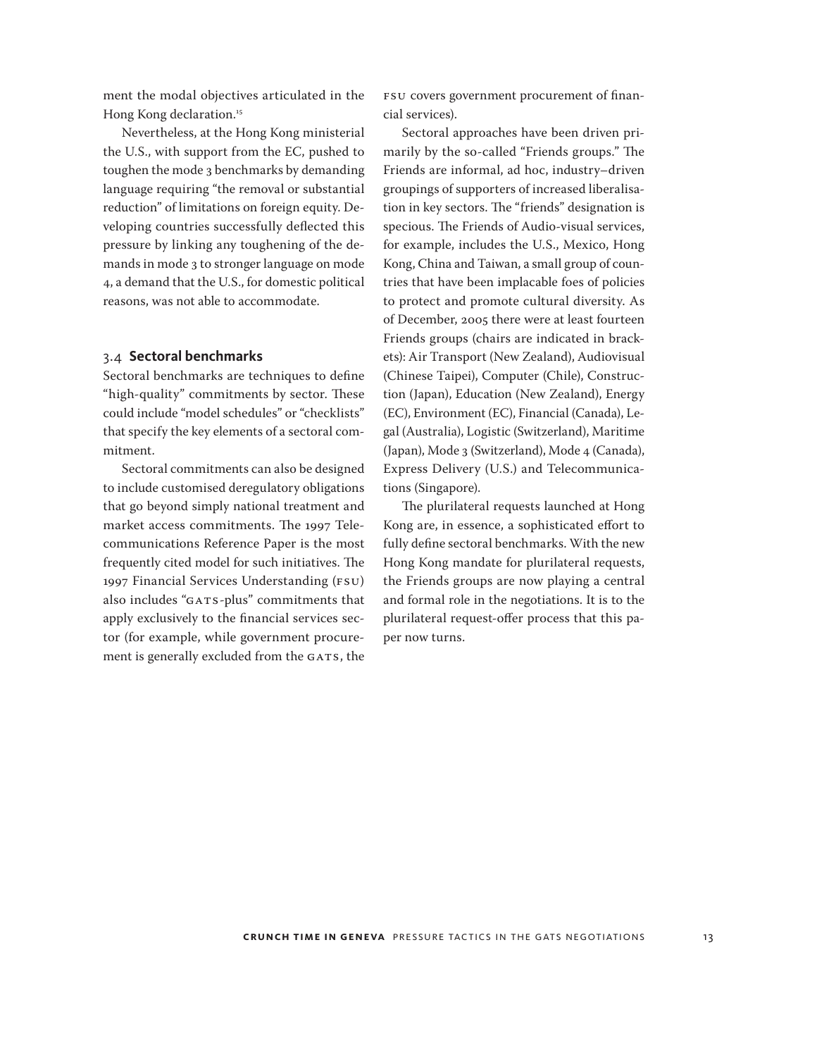ment the modal objectives articulated in the Hong Kong declaration.[15]

Nevertheless, at the Hong Kong ministerial the U.S., with support from the EC, pushed to toughen the mode 3 benchmarks by demanding language requiring "the removal or substantial reduction" of limitations on foreign equity. Developing countries successfully deflected this pressure by linking any toughening of the demands in mode 3 to stronger language on mode 4, a demand that the U.S., for domestic political reasons, was not able to accommodate.

### 3.4 Sectoral benchmarks

Sectoral benchmarks are techniques to define "high-quality" commitments by sector. These could include "model schedules" or "checklists" that specify the key elements of a sectoral commitment.

Sectoral commitments can also be designed to include customised deregulatory obligations that go beyond simply national treatment and market access commitments. The 1997 Telecommunications Reference Paper is the most frequently cited model for such initiatives. The 1997 Financial Services Understanding (FSU) also includes "GATS-plus" commitments that apply exclusively to the financial services sector (for example, while government procurement is generally excluded from the GATS, the FSU covers government procurement of financial services).

Sectoral approaches have been driven primarily by the so-called "Friends groups." The Friends are informal, ad hoc, industry–driven groupings of supporters of increased liberalisation in key sectors. The "friends" designation is specious. The Friends of Audio-visual services, for example, includes the U.S., Mexico, Hong Kong, China and Taiwan, a small group of countries that have been implacable foes of policies to protect and promote cultural diversity. As of December, 2005 there were at least fourteen Friends groups (chairs are indicated in brackets): Air Transport (New Zealand), Audiovisual (Chinese Taipei), Computer (Chile), Construction (Japan), Education (New Zealand), Energy (EC), Environment (EC), Financial (Canada), Legal (Australia), Logistic (Switzerland), Maritime (Japan), Mode 3 (Switzerland), Mode 4 (Canada), Express Delivery (U.S.) and Telecommunications (Singapore).

The plurilateral requests launched at Hong Kong are, in essence, a sophisticated effort to fully define sectoral benchmarks. With the new Hong Kong mandate for plurilateral requests, the Friends groups are now playing a central and formal role in the negotiations. It is to the plurilateral request-offer process that this paper now turns.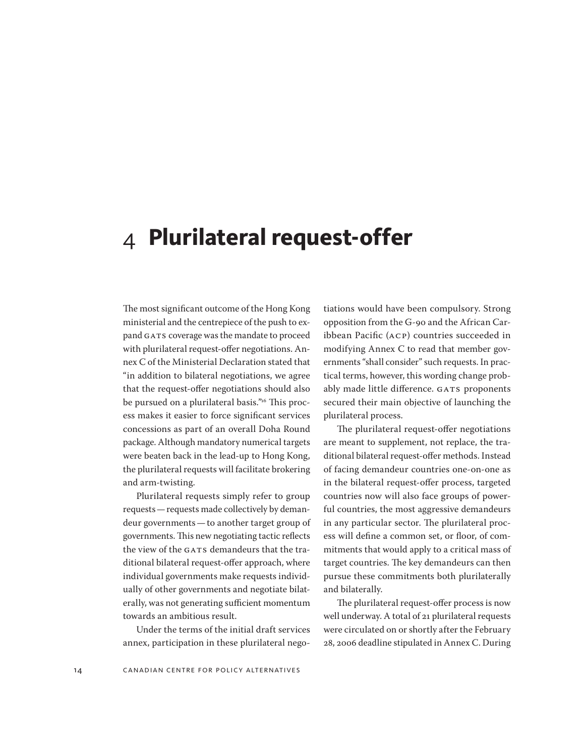# 4 Plurilateral request-offer

The most significant outcome of the Hong Kong ministerial and the centrepiece of the push to expand GATS coverage was the mandate to proceed with plurilateral request-offer negotiations. Annex C of the Ministerial Declaration stated that "in addition to bilateral negotiations, we agree that the request-offer negotiations should also be pursued on a plurilateral basis."[16] This process makes it easier to force significant services concessions as part of an overall Doha Round package. Although mandatory numerical targets were beaten back in the lead-up to Hong Kong, the plurilateral requests will facilitate brokering and arm-twisting.

Plurilateral requests simply refer to group requests — requests made collectively by demandeur governments — to another target group of governments. This new negotiating tactic reflects the view of the GATS demandeurs that the traditional bilateral request-offer approach, where individual governments make requests individually of other governments and negotiate bilaterally, was not generating sufficient momentum towards an ambitious result.

Under the terms of the initial draft services annex, participation in these plurilateral negotiations would have been compulsory. Strong opposition from the G-90 and the African Caribbean Pacific (ACP) countries succeeded in modifying Annex C to read that member governments "shall consider" such requests. In practical terms, however, this wording change probably made little difference. GATS proponents secured their main objective of launching the plurilateral process.

The plurilateral request-offer negotiations are meant to supplement, not replace, the traditional bilateral request-offer methods. Instead of facing demandeur countries one-on-one as in the bilateral request-offer process, targeted countries now will also face groups of powerful countries, the most aggressive demandeurs in any particular sector. The plurilateral process will define a common set, or floor, of commitments that would apply to a critical mass of target countries. The key demandeurs can then pursue these commitments both plurilaterally and bilaterally.

The plurilateral request-offer process is now well underway. A total of 21 plurilateral requests were circulated on or shortly after the February 28, 2006 deadline stipulated in Annex C. During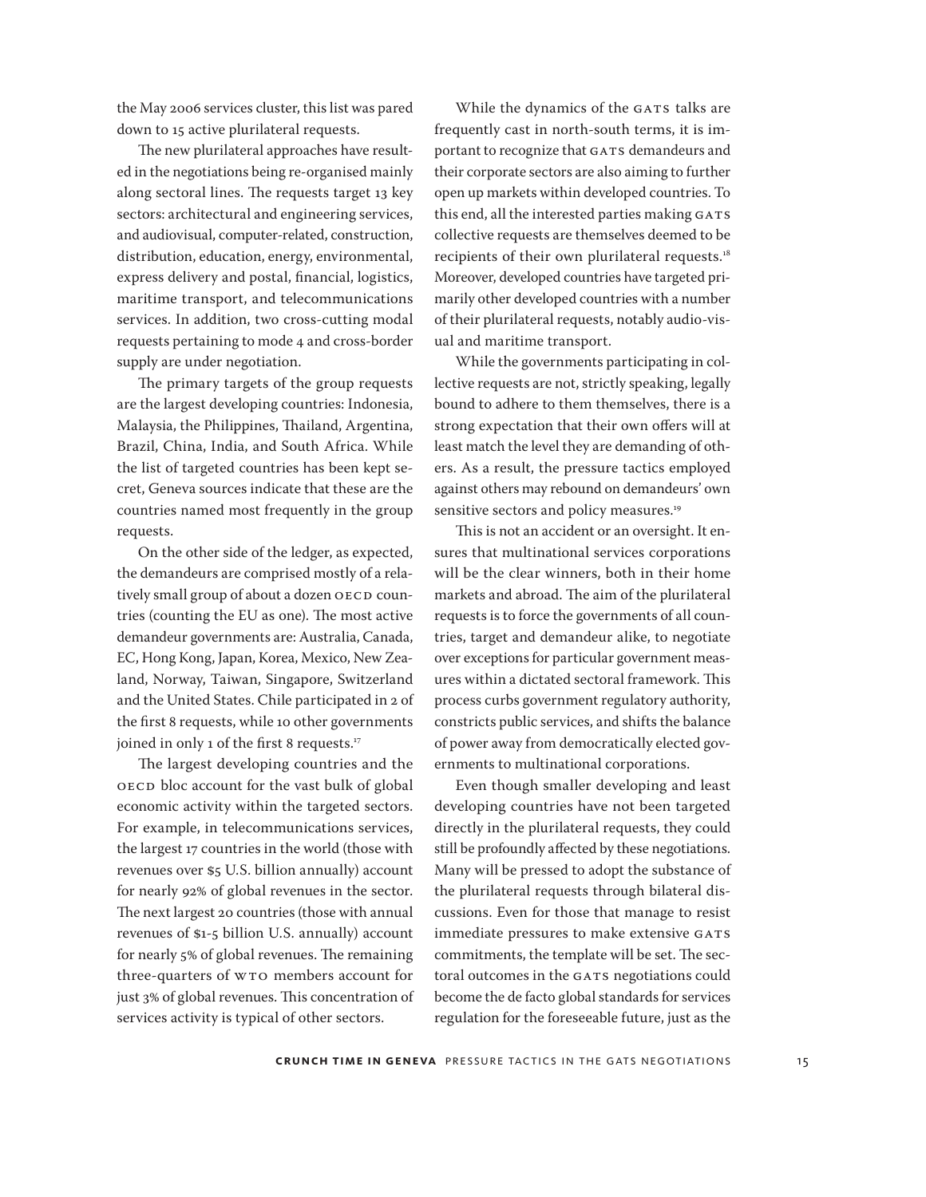the May 2006 services cluster, this list was pared down to 15 active plurilateral requests.

The new plurilateral approaches have resulted in the negotiations being re-organised mainly along sectoral lines. The requests target 13 key sectors: architectural and engineering services, and audiovisual, computer-related, construction, distribution, education, energy, environmental, express delivery and postal, financial, logistics, maritime transport, and telecommunications services. In addition, two cross-cutting modal requests pertaining to mode 4 and cross-border supply are under negotiation.

The primary targets of the group requests are the largest developing countries: Indonesia, Malaysia, the Philippines, Thailand, Argentina, Brazil, China, India, and South Africa. While the list of targeted countries has been kept secret, Geneva sources indicate that these are the countries named most frequently in the group requests.

On the other side of the ledger, as expected, the demandeurs are comprised mostly of a relatively small group of about a dozen OECD countries (counting the EU as one). The most active demandeur governments are: Australia, Canada, EC, Hong Kong, Japan, Korea, Mexico, New Zealand, Norway, Taiwan, Singapore, Switzerland and the United States. Chile participated in 2 of the first 8 requests, while 10 other governments joined in only 1 of the first 8 requests.[17]

The largest developing countries and the OECD bloc account for the vast bulk of global economic activity within the targeted sectors. For example, in telecommunications services, the largest 17 countries in the world (those with revenues over $5 U.S. billion annually) account for nearly 92% of global revenues in the sector. The next largest 20 countries (those with annual revenues of $1-5 billion U.S. annually) account for nearly 5% of global revenues. The remaining three-quarters of WTO members account for just 3% of global revenues. This concentration of services activity is typical of other sectors.

While the dynamics of the GATS talks are frequently cast in north-south terms, it is important to recognize that GATS demandeurs and their corporate sectors are also aiming to further open up markets within developed countries. To this end, all the interested parties making GATS collective requests are themselves deemed to be recipients of their own plurilateral requests.[18] Moreover, developed countries have targeted primarily other developed countries with a number of their plurilateral requests, notably audio-visual and maritime transport.

While the governments participating in collective requests are not, strictly speaking, legally bound to adhere to them themselves, there is a strong expectation that their own offers will at least match the level they are demanding of others. As a result, the pressure tactics employed against others may rebound on demandeurs' own sensitive sectors and policy measures.[19]

This is not an accident or an oversight. It ensures that multinational services corporations will be the clear winners, both in their home markets and abroad. The aim of the plurilateral requests is to force the governments of all countries, target and demandeur alike, to negotiate over exceptions for particular government measures within a dictated sectoral framework. This process curbs government regulatory authority, constricts public services, and shifts the balance of power away from democratically elected governments to multinational corporations.

Even though smaller developing and least developing countries have not been targeted directly in the plurilateral requests, they could still be profoundly affected by these negotiations. Many will be pressed to adopt the substance of the plurilateral requests through bilateral discussions. Even for those that manage to resist immediate pressures to make extensive GATS commitments, the template will be set. The sectoral outcomes in the GATS negotiations could become the de facto global standards for services regulation for the foreseeable future, just as the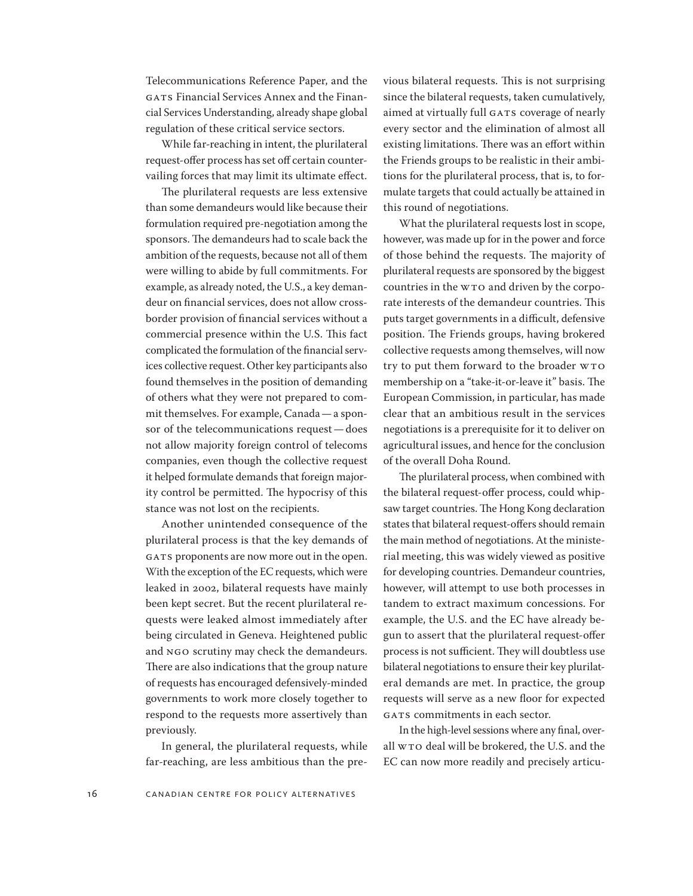Telecommunications Reference Paper, and the GATS Financial Services Annex and the Financial Services Understanding, already shape global regulation of these critical service sectors.

While far-reaching in intent, the plurilateral request-offer process has set off certain countervailing forces that may limit its ultimate effect.

The plurilateral requests are less extensive than some demandeurs would like because their formulation required pre-negotiation among the sponsors. The demandeurs had to scale back the ambition of the requests, because not all of them were willing to abide by full commitments. For example, as already noted, the U.S., a key demandeur on financial services, does not allow cross-border provision of financial services without a commercial presence within the U.S. This fact complicated the formulation of the financial services collective request. Other key participants also found themselves in the position of demanding of others what they were not prepared to commit themselves. For example, Canada — a sponsor of the telecommunications request — does not allow majority foreign control of telecoms companies, even though the collective request it helped formulate demands that foreign majority control be permitted. The hypocrisy of this stance was not lost on the recipients.

Another unintended consequence of the plurilateral process is that the key demands of GATS proponents are now more out in the open. With the exception of the EC requests, which were leaked in 2002, bilateral requests have mainly been kept secret. But the recent plurilateral requests were leaked almost immediately after being circulated in Geneva. Heightened public and NGO scrutiny may check the demandeurs. There are also indications that the group nature of requests has encouraged defensively-minded governments to work more closely together to respond to the requests more assertively than previously.

In general, the plurilateral requests, while far-reaching, are less ambitious than the previous bilateral requests. This is not surprising since the bilateral requests, taken cumulatively, aimed at virtually full GATS coverage of nearly every sector and the elimination of almost all existing limitations. There was an effort within the Friends groups to be realistic in their ambitions for the plurilateral process, that is, to formulate targets that could actually be attained in this round of negotiations.

What the plurilateral requests lost in scope, however, was made up for in the power and force of those behind the requests. The majority of plurilateral requests are sponsored by the biggest countries in the WTO and driven by the corporate interests of the demandeur countries. This puts target governments in a difficult, defensive position. The Friends groups, having brokered collective requests among themselves, will now try to put them forward to the broader WTO membership on a "take-it-or-leave it" basis. The European Commission, in particular, has made clear that an ambitious result in the services negotiations is a prerequisite for it to deliver on agricultural issues, and hence for the conclusion of the overall Doha Round.

The plurilateral process, when combined with the bilateral request-offer process, could whipsaw target countries. The Hong Kong declaration states that bilateral request-offers should remain the main method of negotiations. At the ministerial meeting, this was widely viewed as positive for developing countries. Demandeur countries, however, will attempt to use both processes in tandem to extract maximum concessions. For example, the U.S. and the EC have already begun to assert that the plurilateral request-offer process is not sufficient. They will doubtless use bilateral negotiations to ensure their key plurilateral demands are met. In practice, the group requests will serve as a new floor for expected GATS commitments in each sector.

In the high-level sessions where any final, overall WTO deal will be brokered, the U.S. and the EC can now more readily and precisely articu-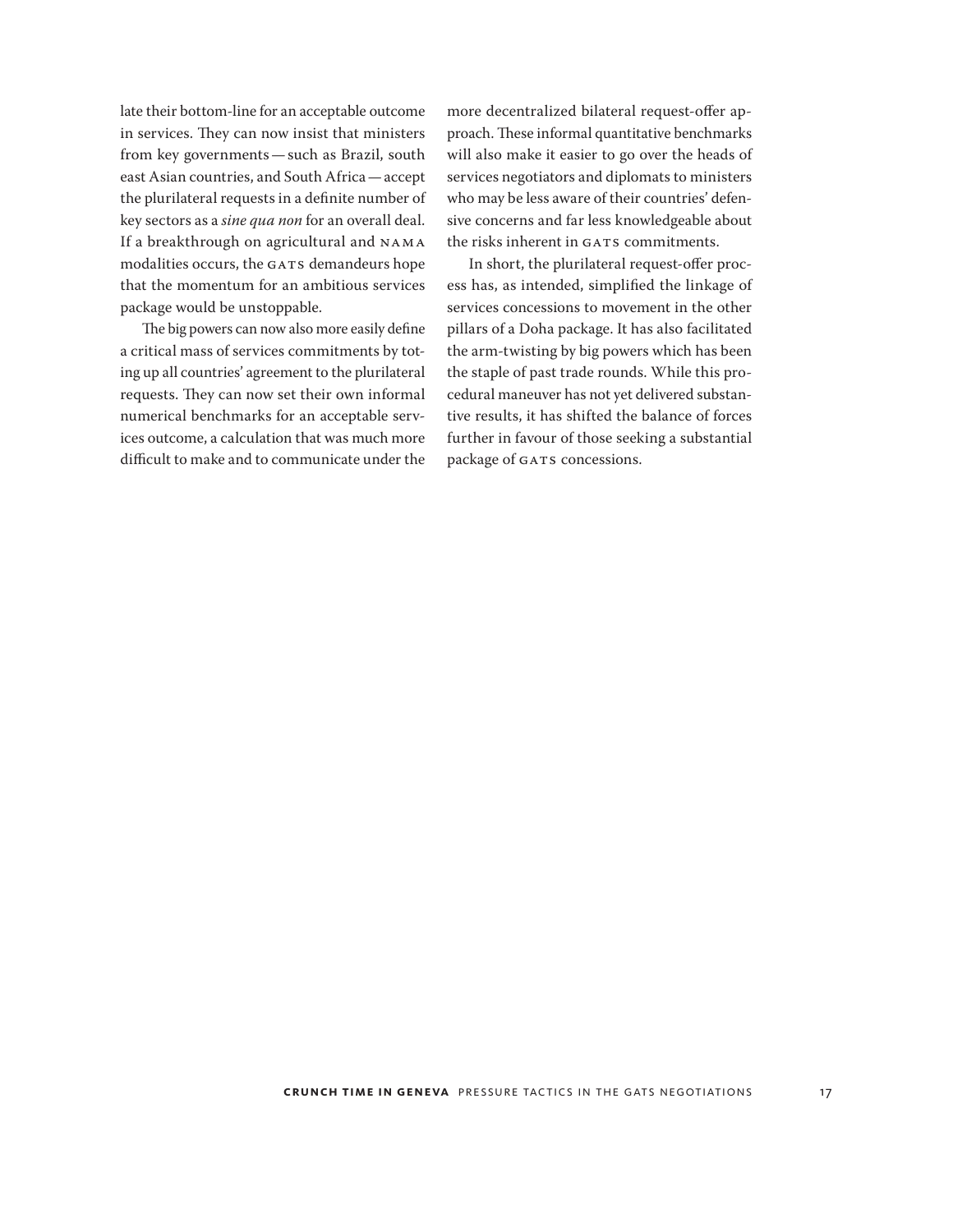late their bottom-line for an acceptable outcome in services. They can now insist that ministers from key governments — such as Brazil, south east Asian countries, and South Africa — accept the plurilateral requests in a definite number of key sectors as a *sine qua non* for an overall deal. If a breakthrough on agricultural and NAMA modalities occurs, the GATS demandeurs hope that the momentum for an ambitious services package would be unstoppable.

The big powers can now also more easily define a critical mass of services commitments by toting up all countries' agreement to the plurilateral requests. They can now set their own informal numerical benchmarks for an acceptable services outcome, a calculation that was much more difficult to make and to communicate under the more decentralized bilateral request-offer approach. These informal quantitative benchmarks will also make it easier to go over the heads of services negotiators and diplomats to ministers who may be less aware of their countries' defensive concerns and far less knowledgeable about the risks inherent in GATS commitments.

In short, the plurilateral request-offer process has, as intended, simplified the linkage of services concessions to movement in the other pillars of a Doha package. It has also facilitated the arm-twisting by big powers which has been the staple of past trade rounds. While this procedural maneuver has not yet delivered substantive results, it has shifted the balance of forces further in favour of those seeking a substantial package of GATS concessions.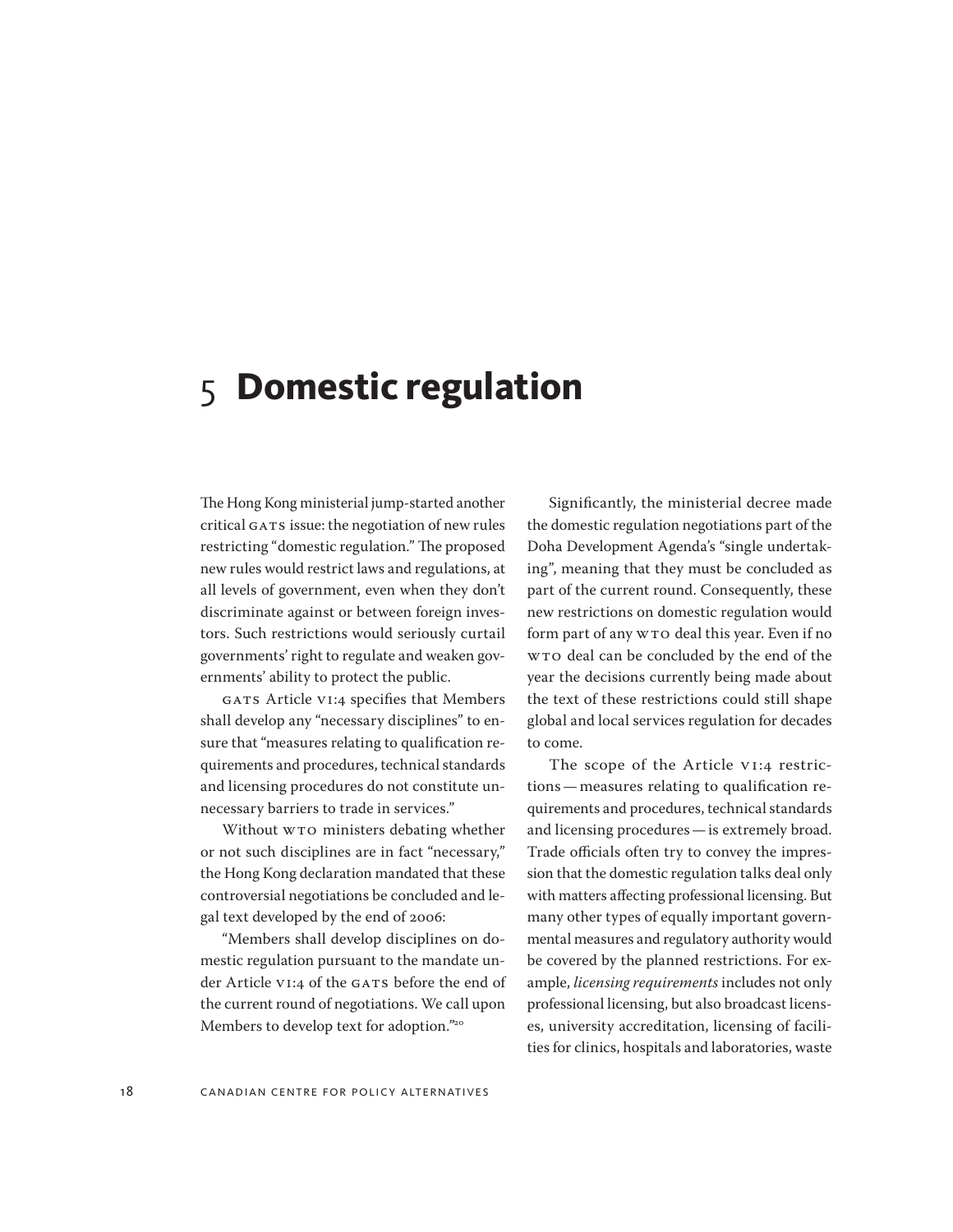# 5 Domestic regulation

The Hong Kong ministerial jump-started another critical GATS issue: the negotiation of new rules restricting "domestic regulation." The proposed new rules would restrict laws and regulations, at all levels of government, even when they don't discriminate against or between foreign investors. Such restrictions would seriously curtail governments' right to regulate and weaken governments' ability to protect the public.

GATS Article VI:4 specifies that Members shall develop any "necessary disciplines" to ensure that "measures relating to qualification requirements and procedures, technical standards and licensing procedures do not constitute unnecessary barriers to trade in services."

Without WTO ministers debating whether or not such disciplines are in fact "necessary," the Hong Kong declaration mandated that these controversial negotiations be concluded and legal text developed by the end of 2006:

"Members shall develop disciplines on domestic regulation pursuant to the mandate under Article VI:4 of the GATS before the end of the current round of negotiations. We call upon Members to develop text for adoption."[20]

Significantly, the ministerial decree made the domestic regulation negotiations part of the Doha Development Agenda's "single undertaking", meaning that they must be concluded as part of the current round. Consequently, these new restrictions on domestic regulation would form part of any WTO deal this year. Even if no WTO deal can be concluded by the end of the year the decisions currently being made about the text of these restrictions could still shape global and local services regulation for decades to come.

The scope of the Article VI:4 restrictions — measures relating to qualification requirements and procedures, technical standards and licensing procedures — is extremely broad. Trade officials often try to convey the impression that the domestic regulation talks deal only with matters affecting professional licensing. But many other types of equally important governmental measures and regulatory authority would be covered by the planned restrictions. For example, *licensing requirements* includes not only professional licensing, but also broadcast licenses, university accreditation, licensing of facilities for clinics, hospitals and laboratories, waste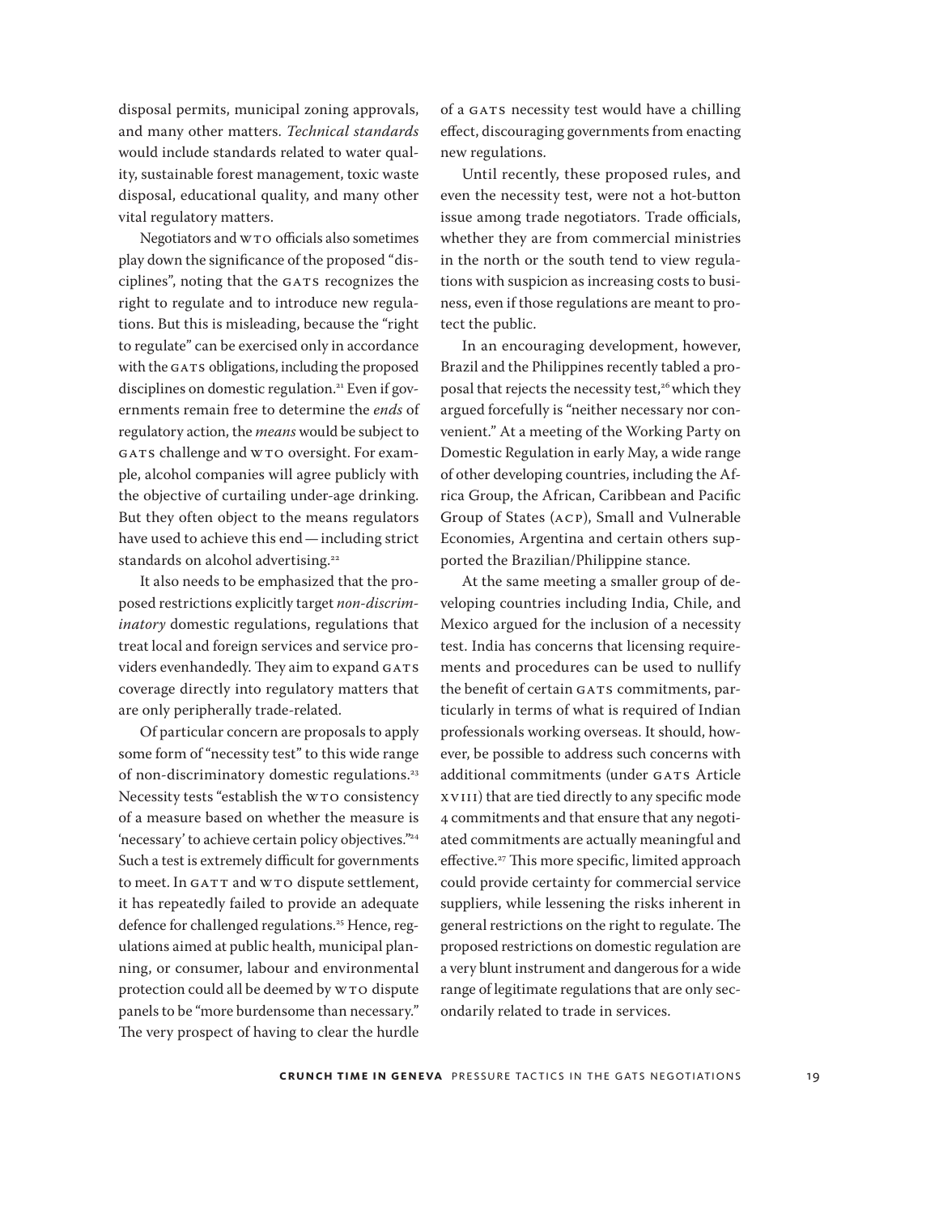disposal permits, municipal zoning approvals, and many other matters. *Technical standards* would include standards related to water quality, sustainable forest management, toxic waste disposal, educational quality, and many other vital regulatory matters.

Negotiators and WTO officials also sometimes play down the significance of the proposed "disciplines", noting that the GATS recognizes the right to regulate and to introduce new regulations. But this is misleading, because the "right to regulate" can be exercised only in accordance with the GATS obligations, including the proposed disciplines on domestic regulation.[21] Even if governments remain free to determine the *ends* of regulatory action, the *means* would be subject to GATS challenge and WTO oversight. For example, alcohol companies will agree publicly with the objective of curtailing under-age drinking. But they often object to the means regulators have used to achieve this end — including strict standards on alcohol advertising.[22]

It also needs to be emphasized that the proposed restrictions explicitly target *non-discriminatory* domestic regulations, regulations that treat local and foreign services and service providers evenhandedly. They aim to expand GATS coverage directly into regulatory matters that are only peripherally trade-related.

Of particular concern are proposals to apply some form of "necessity test" to this wide range of non-discriminatory domestic regulations.[23] Necessity tests "establish the WTO consistency of a measure based on whether the measure is 'necessary' to achieve certain policy objectives."[24] Such a test is extremely difficult for governments to meet. In GATT and WTO dispute settlement, it has repeatedly failed to provide an adequate defence for challenged regulations.[25] Hence, regulations aimed at public health, municipal planning, or consumer, labour and environmental protection could all be deemed by WTO dispute panels to be "more burdensome than necessary." The very prospect of having to clear the hurdle of a GATS necessity test would have a chilling effect, discouraging governments from enacting new regulations.

Until recently, these proposed rules, and even the necessity test, were not a hot-button issue among trade negotiators. Trade officials, whether they are from commercial ministries in the north or the south tend to view regulations with suspicion as increasing costs to business, even if those regulations are meant to protect the public.

In an encouraging development, however, Brazil and the Philippines recently tabled a proposal that rejects the necessity test,[26] which they argued forcefully is "neither necessary nor convenient." At a meeting of the Working Party on Domestic Regulation in early May, a wide range of other developing countries, including the Africa Group, the African, Caribbean and Pacific Group of States (ACP), Small and Vulnerable Economies, Argentina and certain others supported the Brazilian/Philippine stance.

At the same meeting a smaller group of developing countries including India, Chile, and Mexico argued for the inclusion of a necessity test. India has concerns that licensing requirements and procedures can be used to nullify the benefit of certain GATS commitments, particularly in terms of what is required of Indian professionals working overseas. It should, however, be possible to address such concerns with additional commitments (under GATS Article XVIII) that are tied directly to any specific mode 4 commitments and that ensure that any negotiated commitments are actually meaningful and effective.[27] This more specific, limited approach could provide certainty for commercial service suppliers, while lessening the risks inherent in general restrictions on the right to regulate. The proposed restrictions on domestic regulation are a very blunt instrument and dangerous for a wide range of legitimate regulations that are only secondarily related to trade in services.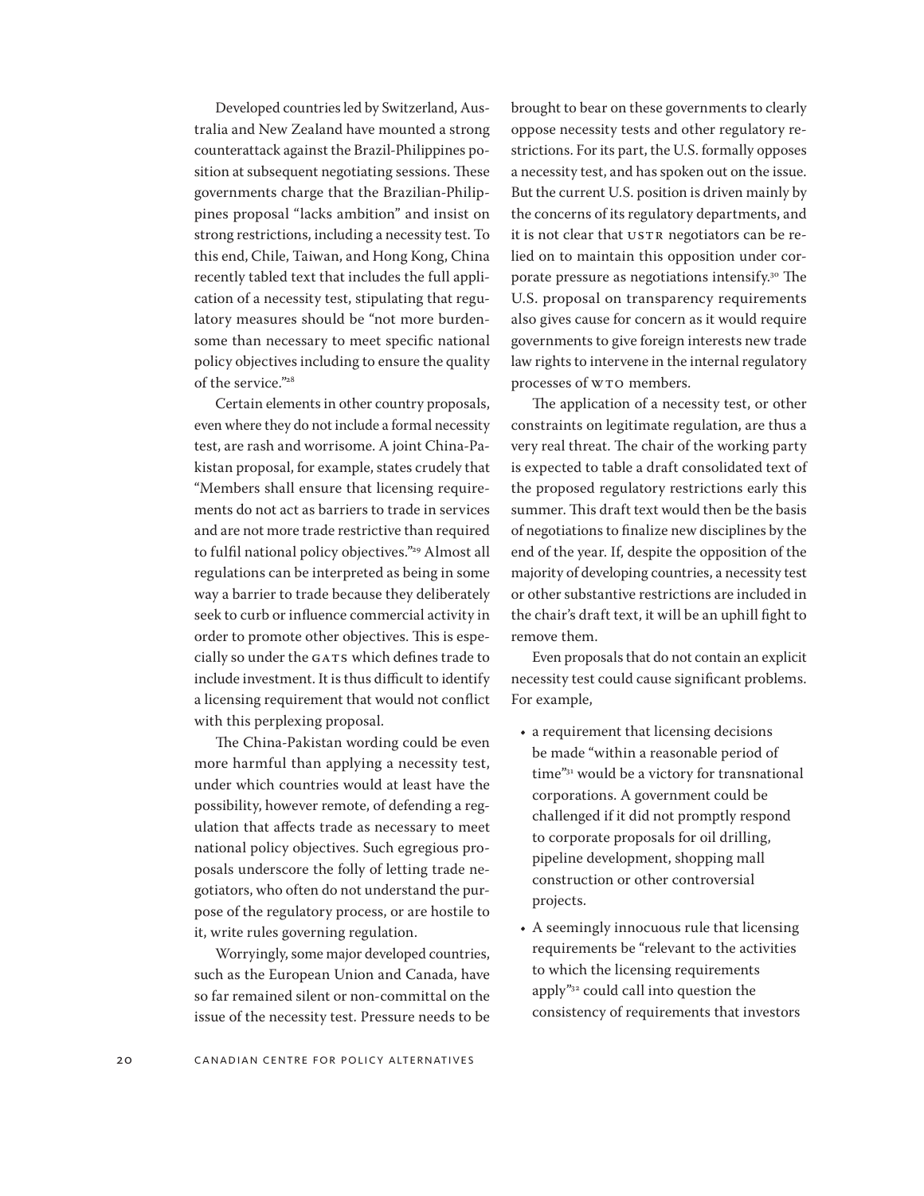Developed countries led by Switzerland, Australia and New Zealand have mounted a strong counterattack against the Brazil-Philippines position at subsequent negotiating sessions. These governments charge that the Brazilian-Philippines proposal "lacks ambition" and insist on strong restrictions, including a necessity test. To this end, Chile, Taiwan, and Hong Kong, China recently tabled text that includes the full application of a necessity test, stipulating that regulatory measures should be "not more burdensome than necessary to meet specific national policy objectives including to ensure the quality of the service."[28]

Certain elements in other country proposals, even where they do not include a formal necessity test, are rash and worrisome. A joint China-Pakistan proposal, for example, states crudely that "Members shall ensure that licensing requirements do not act as barriers to trade in services and are not more trade restrictive than required to fulfil national policy objectives."[29] Almost all regulations can be interpreted as being in some way a barrier to trade because they deliberately seek to curb or influence commercial activity in order to promote other objectives. This is especially so under the GATS which defines trade to include investment. It is thus difficult to identify a licensing requirement that would not conflict with this perplexing proposal.

The China-Pakistan wording could be even more harmful than applying a necessity test, under which countries would at least have the possibility, however remote, of defending a regulation that affects trade as necessary to meet national policy objectives. Such egregious proposals underscore the folly of letting trade negotiators, who often do not understand the purpose of the regulatory process, or are hostile to it, write rules governing regulation.

Worryingly, some major developed countries, such as the European Union and Canada, have so far remained silent or non-committal on the issue of the necessity test. Pressure needs to be brought to bear on these governments to clearly oppose necessity tests and other regulatory restrictions. For its part, the U.S. formally opposes a necessity test, and has spoken out on the issue. But the current U.S. position is driven mainly by the concerns of its regulatory departments, and it is not clear that USTR negotiators can be relied on to maintain this opposition under corporate pressure as negotiations intensify.[30] The U.S. proposal on transparency requirements also gives cause for concern as it would require governments to give foreign interests new trade law rights to intervene in the internal regulatory processes of WTO members.

The application of a necessity test, or other constraints on legitimate regulation, are thus a very real threat. The chair of the working party is expected to table a draft consolidated text of the proposed regulatory restrictions early this summer. This draft text would then be the basis of negotiations to finalize new disciplines by the end of the year. If, despite the opposition of the majority of developing countries, a necessity test or other substantive restrictions are included in the chair's draft text, it will be an uphill fight to remove them.

Even proposals that do not contain an explicit necessity test could cause significant problems. For example,

- a requirement that licensing decisions be made "within a reasonable period of time"[31] would be a victory for transnational corporations. A government could be challenged if it did not promptly respond to corporate proposals for oil drilling, pipeline development, shopping mall construction or other controversial projects.
- A seemingly innocuous rule that licensing requirements be "relevant to the activities to which the licensing requirements apply"[32] could call into question the consistency of requirements that investors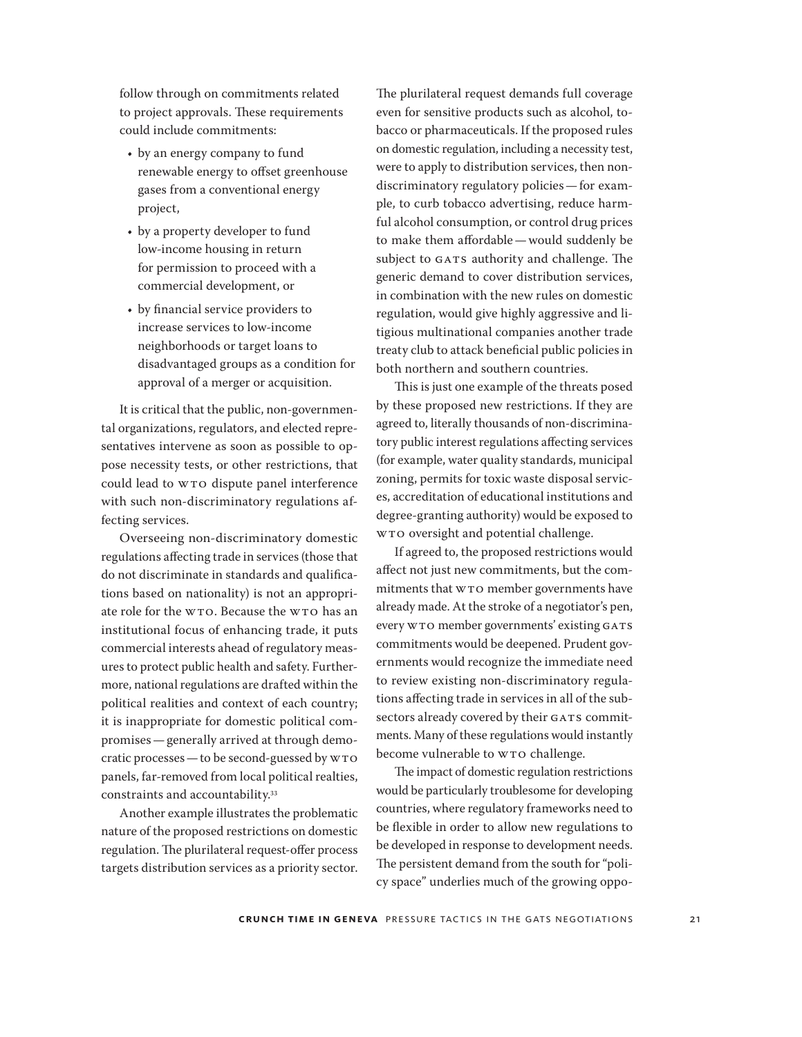follow through on commitments related to project approvals. These requirements could include commitments:

- by an energy company to fund renewable energy to offset greenhouse gases from a conventional energy project,
- by a property developer to fund low-income housing in return for permission to proceed with a commercial development, or
- by financial service providers to increase services to low-income neighborhoods or target loans to disadvantaged groups as a condition for approval of a merger or acquisition.

It is critical that the public, non-governmental organizations, regulators, and elected representatives intervene as soon as possible to oppose necessity tests, or other restrictions, that could lead to WTO dispute panel interference with such non-discriminatory regulations affecting services.

Overseeing non-discriminatory domestic regulations affecting trade in services (those that do not discriminate in standards and qualifications based on nationality) is not an appropriate role for the WTO. Because the WTO has an institutional focus of enhancing trade, it puts commercial interests ahead of regulatory measures to protect public health and safety. Furthermore, national regulations are drafted within the political realities and context of each country; it is inappropriate for domestic political compromises — generally arrived at through democratic processes — to be second-guessed by WTO panels, far-removed from local political realties, constraints and accountability.[33]

Another example illustrates the problematic nature of the proposed restrictions on domestic regulation. The plurilateral request-offer process targets distribution services as a priority sector. The plurilateral request demands full coverage even for sensitive products such as alcohol, tobacco or pharmaceuticals. If the proposed rules on domestic regulation, including a necessity test, were to apply to distribution services, then non-discriminatory regulatory policies — for example, to curb tobacco advertising, reduce harmful alcohol consumption, or control drug prices to make them affordable — would suddenly be subject to GATS authority and challenge. The generic demand to cover distribution services, in combination with the new rules on domestic regulation, would give highly aggressive and litigious multinational companies another trade treaty club to attack beneficial public policies in both northern and southern countries.

This is just one example of the threats posed by these proposed new restrictions. If they are agreed to, literally thousands of non-discriminatory public interest regulations affecting services (for example, water quality standards, municipal zoning, permits for toxic waste disposal services, accreditation of educational institutions and degree-granting authority) would be exposed to WTO oversight and potential challenge.

If agreed to, the proposed restrictions would affect not just new commitments, but the commitments that WTO member governments have already made. At the stroke of a negotiator's pen, every WTO member governments' existing GATS commitments would be deepened. Prudent governments would recognize the immediate need to review existing non-discriminatory regulations affecting trade in services in all of the subsectors already covered by their GATS commitments. Many of these regulations would instantly become vulnerable to WTO challenge.

The impact of domestic regulation restrictions would be particularly troublesome for developing countries, where regulatory frameworks need to be flexible in order to allow new regulations to be developed in response to development needs. The persistent demand from the south for "policy space" underlies much of the growing oppo-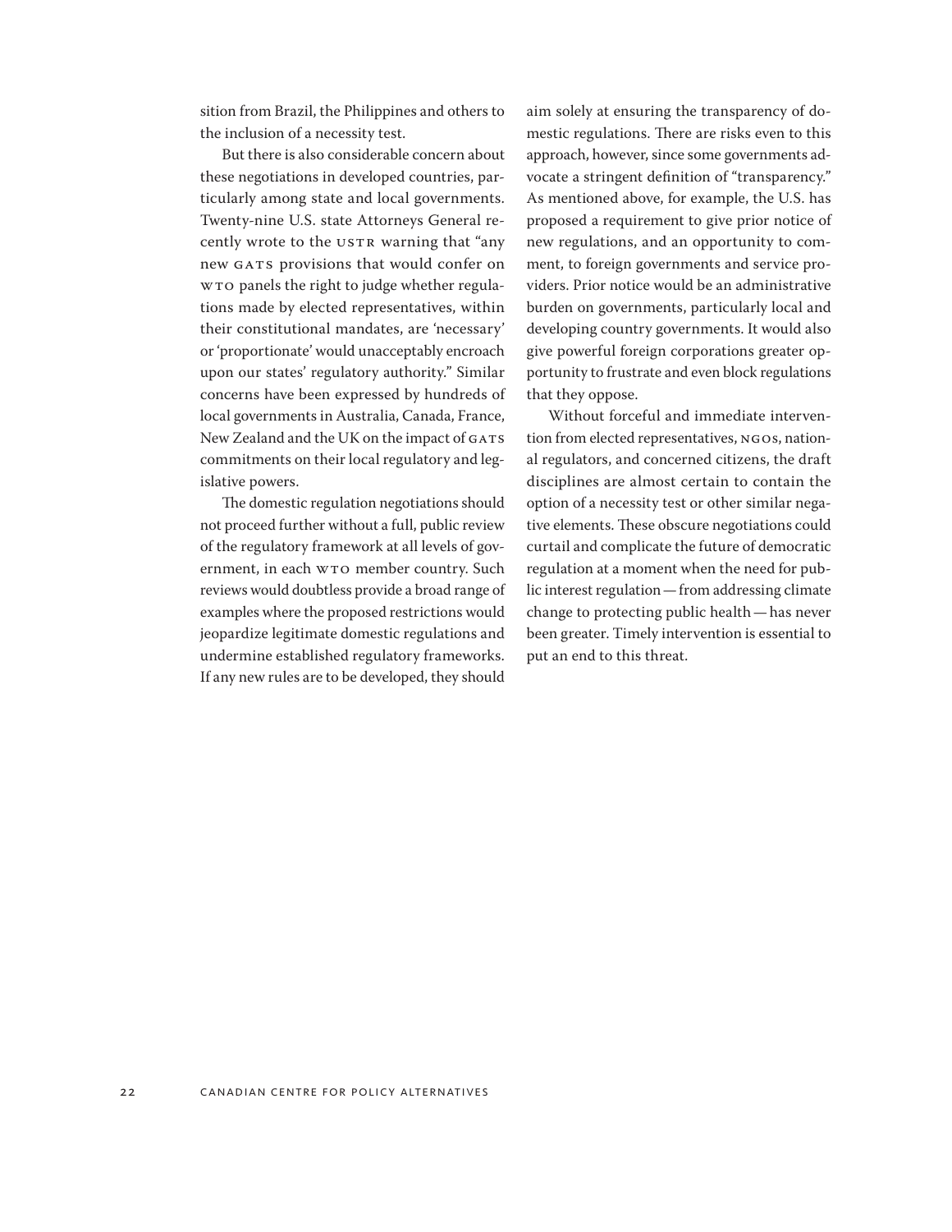sition from Brazil, the Philippines and others to the inclusion of a necessity test.

But there is also considerable concern about these negotiations in developed countries, particularly among state and local governments. Twenty-nine U.S. state Attorneys General recently wrote to the USTR warning that "any new GATS provisions that would confer on WTO panels the right to judge whether regulations made by elected representatives, within their constitutional mandates, are 'necessary' or 'proportionate' would unacceptably encroach upon our states' regulatory authority." Similar concerns have been expressed by hundreds of local governments in Australia, Canada, France, New Zealand and the UK on the impact of GATS commitments on their local regulatory and legislative powers.

The domestic regulation negotiations should not proceed further without a full, public review of the regulatory framework at all levels of government, in each WTO member country. Such reviews would doubtless provide a broad range of examples where the proposed restrictions would jeopardize legitimate domestic regulations and undermine established regulatory frameworks. If any new rules are to be developed, they should aim solely at ensuring the transparency of domestic regulations. There are risks even to this approach, however, since some governments advocate a stringent definition of "transparency." As mentioned above, for example, the U.S. has proposed a requirement to give prior notice of new regulations, and an opportunity to comment, to foreign governments and service providers. Prior notice would be an administrative burden on governments, particularly local and developing country governments. It would also give powerful foreign corporations greater opportunity to frustrate and even block regulations that they oppose.

Without forceful and immediate intervention from elected representatives, NGOs, national regulators, and concerned citizens, the draft disciplines are almost certain to contain the option of a necessity test or other similar negative elements. These obscure negotiations could curtail and complicate the future of democratic regulation at a moment when the need for public interest regulation — from addressing climate change to protecting public health — has never been greater. Timely intervention is essential to put an end to this threat.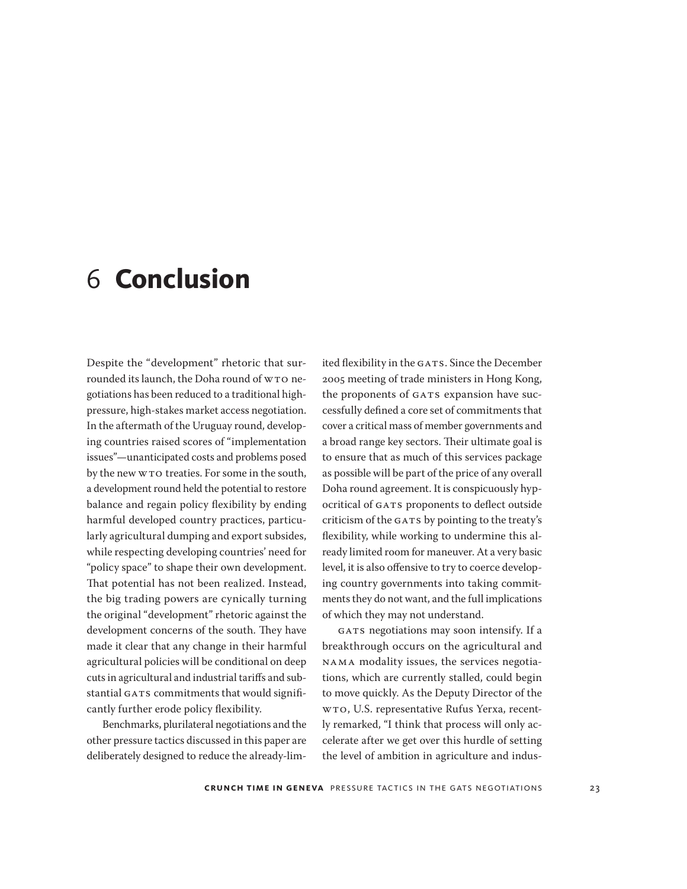# 6 Conclusion

Despite the "development" rhetoric that surrounded its launch, the Doha round of WTO negotiations has been reduced to a traditional high-pressure, high-stakes market access negotiation. In the aftermath of the Uruguay round, developing countries raised scores of "implementation issues"—unanticipated costs and problems posed by the new WTO treaties. For some in the south, a development round held the potential to restore balance and regain policy flexibility by ending harmful developed country practices, particularly agricultural dumping and export subsides, while respecting developing countries' need for "policy space" to shape their own development. That potential has not been realized. Instead, the big trading powers are cynically turning the original "development" rhetoric against the development concerns of the south. They have made it clear that any change in their harmful agricultural policies will be conditional on deep cuts in agricultural and industrial tariffs and substantial GATS commitments that would significantly further erode policy flexibility.

Benchmarks, plurilateral negotiations and the other pressure tactics discussed in this paper are deliberately designed to reduce the already-limited flexibility in the GATS. Since the December 2005 meeting of trade ministers in Hong Kong, the proponents of GATS expansion have successfully defined a core set of commitments that cover a critical mass of member governments and a broad range key sectors. Their ultimate goal is to ensure that as much of this services package as possible will be part of the price of any overall Doha round agreement. It is conspicuously hypocritical of GATS proponents to deflect outside criticism of the GATS by pointing to the treaty's flexibility, while working to undermine this already limited room for maneuver. At a very basic level, it is also offensive to try to coerce developing country governments into taking commitments they do not want, and the full implications of which they may not understand.

GATS negotiations may soon intensify. If a breakthrough occurs on the agricultural and NAMA modality issues, the services negotiations, which are currently stalled, could begin to move quickly. As the Deputy Director of the WTO, U.S. representative Rufus Yerxa, recently remarked, "I think that process will only accelerate after we get over this hurdle of setting the level of ambition in agriculture and indus-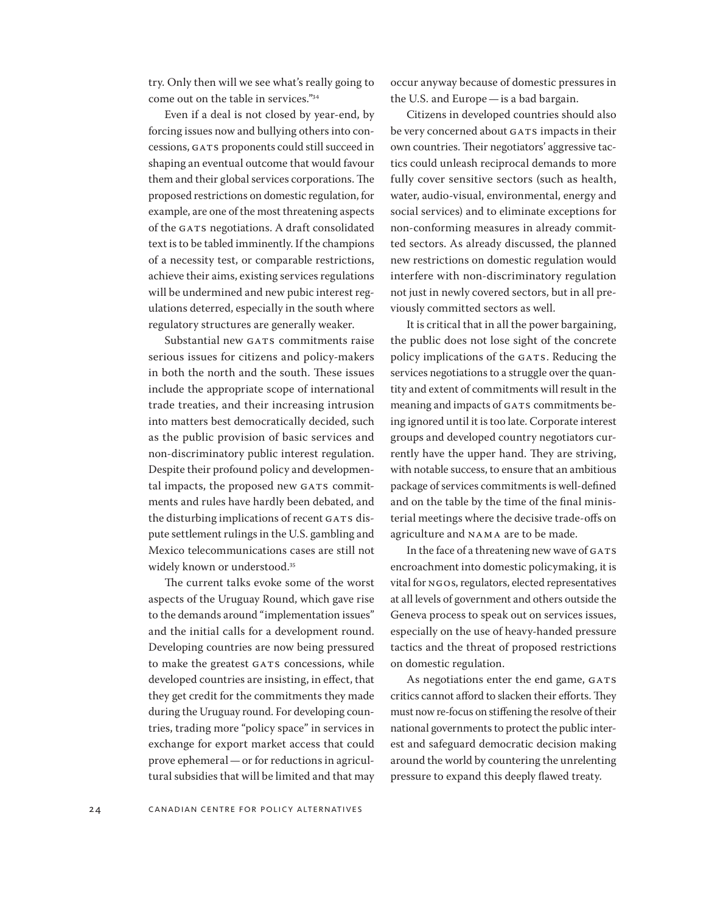try. Only then will we see what's really going to come out on the table in services."[34]

Even if a deal is not closed by year-end, by forcing issues now and bullying others into concessions, GATS proponents could still succeed in shaping an eventual outcome that would favour them and their global services corporations. The proposed restrictions on domestic regulation, for example, are one of the most threatening aspects of the GATS negotiations. A draft consolidated text is to be tabled imminently. If the champions of a necessity test, or comparable restrictions, achieve their aims, existing services regulations will be undermined and new pubic interest regulations deterred, especially in the south where regulatory structures are generally weaker.

Substantial new GATS commitments raise serious issues for citizens and policy-makers in both the north and the south. These issues include the appropriate scope of international trade treaties, and their increasing intrusion into matters best democratically decided, such as the public provision of basic services and non-discriminatory public interest regulation. Despite their profound policy and developmental impacts, the proposed new GATS commitments and rules have hardly been debated, and the disturbing implications of recent GATS dispute settlement rulings in the U.S. gambling and Mexico telecommunications cases are still not widely known or understood.[35]

The current talks evoke some of the worst aspects of the Uruguay Round, which gave rise to the demands around "implementation issues" and the initial calls for a development round. Developing countries are now being pressured to make the greatest GATS concessions, while developed countries are insisting, in effect, that they get credit for the commitments they made during the Uruguay round. For developing countries, trading more "policy space" in services in exchange for export market access that could prove ephemeral — or for reductions in agricultural subsidies that will be limited and that may occur anyway because of domestic pressures in the U.S. and Europe — is a bad bargain.

Citizens in developed countries should also be very concerned about GATS impacts in their own countries. Their negotiators' aggressive tactics could unleash reciprocal demands to more fully cover sensitive sectors (such as health, water, audio-visual, environmental, energy and social services) and to eliminate exceptions for non-conforming measures in already committed sectors. As already discussed, the planned new restrictions on domestic regulation would interfere with non-discriminatory regulation not just in newly covered sectors, but in all previously committed sectors as well.

It is critical that in all the power bargaining, the public does not lose sight of the concrete policy implications of the GATS. Reducing the services negotiations to a struggle over the quantity and extent of commitments will result in the meaning and impacts of GATS commitments being ignored until it is too late. Corporate interest groups and developed country negotiators currently have the upper hand. They are striving, with notable success, to ensure that an ambitious package of services commitments is well-defined and on the table by the time of the final ministerial meetings where the decisive trade-offs on agriculture and NAMA are to be made.

In the face of a threatening new wave of GATS encroachment into domestic policymaking, it is vital for NGOs, regulators, elected representatives at all levels of government and others outside the Geneva process to speak out on services issues, especially on the use of heavy-handed pressure tactics and the threat of proposed restrictions on domestic regulation.

As negotiations enter the end game, GATS critics cannot afford to slacken their efforts. They must now re-focus on stiffening the resolve of their national governments to protect the public interest and safeguard democratic decision making around the world by countering the unrelenting pressure to expand this deeply flawed treaty.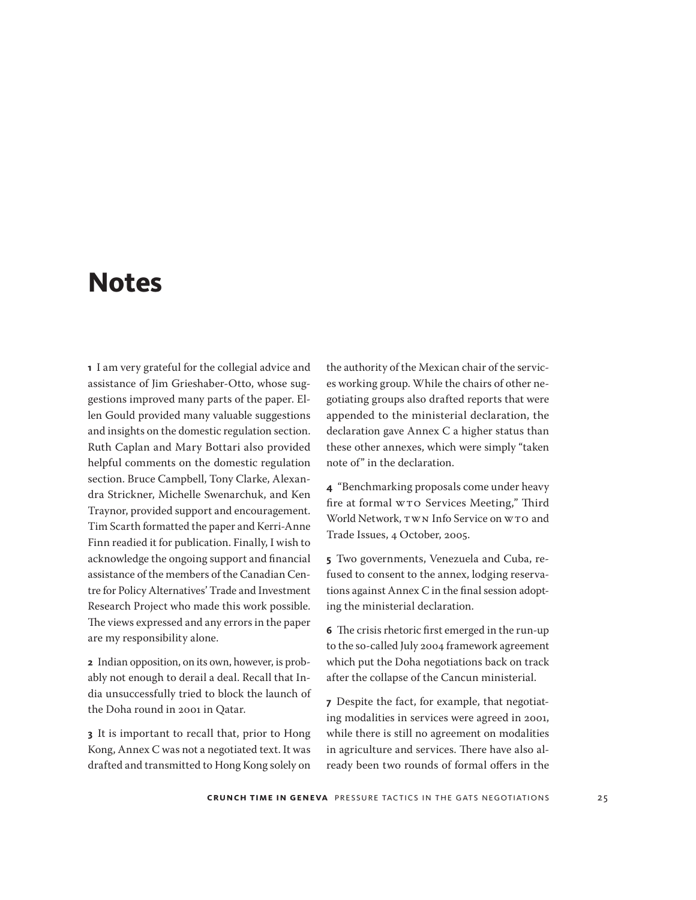# Notes

**1** I am very grateful for the collegial advice and assistance of Jim Grieshaber-Otto, whose suggestions improved many parts of the paper. Ellen Gould provided many valuable suggestions and insights on the domestic regulation section. Ruth Caplan and Mary Bottari also provided helpful comments on the domestic regulation section. Bruce Campbell, Tony Clarke, Alexandra Strickner, Michelle Swenarchuk, and Ken Traynor, provided support and encouragement. Tim Scarth formatted the paper and Kerri-Anne Finn readied it for publication. Finally, I wish to acknowledge the ongoing support and financial assistance of the members of the Canadian Centre for Policy Alternatives' Trade and Investment Research Project who made this work possible. The views expressed and any errors in the paper are my responsibility alone.

**2** Indian opposition, on its own, however, is probably not enough to derail a deal. Recall that India unsuccessfully tried to block the launch of the Doha round in 2001 in Qatar.

**3** It is important to recall that, prior to Hong Kong, Annex C was not a negotiated text. It was drafted and transmitted to Hong Kong solely on the authority of the Mexican chair of the services working group. While the chairs of other negotiating groups also drafted reports that were appended to the ministerial declaration, the declaration gave Annex C a higher status than these other annexes, which were simply "taken note of" in the declaration.

**4** "Benchmarking proposals come under heavy fire at formal WTO Services Meeting," Third World Network, TWN Info Service on WTO and Trade Issues, 4 October, 2005.

**5** Two governments, Venezuela and Cuba, refused to consent to the annex, lodging reservations against Annex C in the final session adopting the ministerial declaration.

**6** The crisis rhetoric first emerged in the run-up to the so-called July 2004 framework agreement which put the Doha negotiations back on track after the collapse of the Cancun ministerial.

**7** Despite the fact, for example, that negotiating modalities in services were agreed in 2001, while there is still no agreement on modalities in agriculture and services. There have also already been two rounds of formal offers in the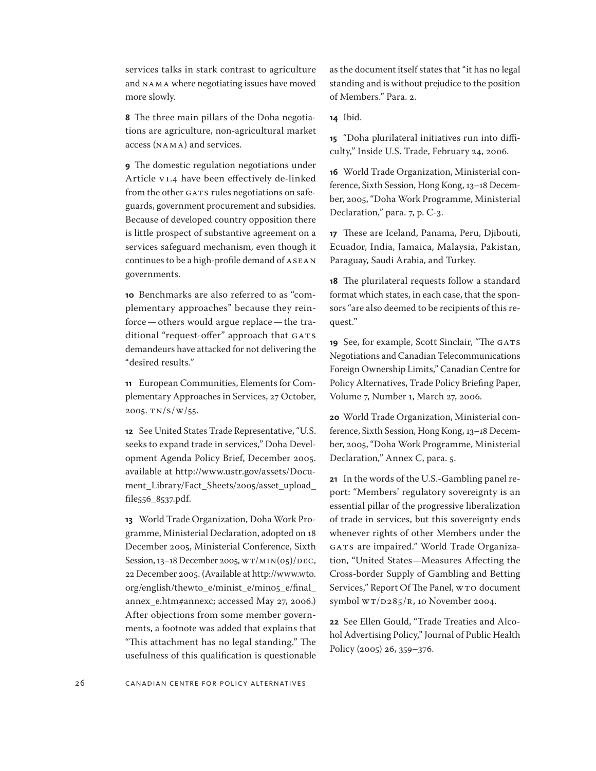services talks in stark contrast to agriculture and NAMA where negotiating issues have moved more slowly.

**8** The three main pillars of the Doha negotiations are agriculture, non-agricultural market access (NAMA) and services.

**9** The domestic regulation negotiations under Article VI.4 have been effectively de-linked from the other GATS rules negotiations on safeguards, government procurement and subsidies. Because of developed country opposition there is little prospect of substantive agreement on a services safeguard mechanism, even though it continues to be a high-profile demand of ASEAN governments.

**10** Benchmarks are also referred to as "complementary approaches" because they reinforce — others would argue replace — the traditional "request-offer" approach that GATS demandeurs have attacked for not delivering the "desired results."

**11** European Communities, Elements for Complementary Approaches in Services, 27 October, 2005. TN/S/W/55.

**12** See United States Trade Representative, "U.S. seeks to expand trade in services," Doha Development Agenda Policy Brief, December 2005. available at http://www.ustr.gov/assets/Document_Library/Fact_Sheets/2005/asset_upload_file556_8537.pdf.

**13** World Trade Organization, Doha Work Programme, Ministerial Declaration, adopted on 18 December 2005, Ministerial Conference, Sixth Session, 13–18 December 2005, WT/MIN(05)/DEC, 22 December 2005. (Available at http://www.wto.org/english/thewto_e/minist_e/min05_e/final_annex_e.htm#annexc; accessed May 27, 2006.) After objections from some member governments, a footnote was added that explains that "This attachment has no legal standing." The usefulness of this qualification is questionable as the document itself states that "it has no legal standing and is without prejudice to the position of Members." Para. 2.

**14** Ibid.

**15** "Doha plurilateral initiatives run into difficulty," Inside U.S. Trade, February 24, 2006.

**16** World Trade Organization, Ministerial conference, Sixth Session, Hong Kong, 13–18 December, 2005, "Doha Work Programme, Ministerial Declaration," para. 7, p. C-3.

**17** These are Iceland, Panama, Peru, Djibouti, Ecuador, India, Jamaica, Malaysia, Pakistan, Paraguay, Saudi Arabia, and Turkey.

**18** The plurilateral requests follow a standard format which states, in each case, that the sponsors "are also deemed to be recipients of this request."

**19** See, for example, Scott Sinclair, "The GATS Negotiations and Canadian Telecommunications Foreign Ownership Limits," Canadian Centre for Policy Alternatives, Trade Policy Briefing Paper, Volume 7, Number 1, March 27, 2006.

**20** World Trade Organization, Ministerial conference, Sixth Session, Hong Kong, 13–18 December, 2005, "Doha Work Programme, Ministerial Declaration," Annex C, para. 5.

**21** In the words of the U.S.-Gambling panel report: "Members' regulatory sovereignty is an essential pillar of the progressive liberalization of trade in services, but this sovereignty ends whenever rights of other Members under the GATS are impaired." World Trade Organization, "United States—Measures Affecting the Cross-border Supply of Gambling and Betting Services," Report Of The Panel, WTO document symbol WT/D285/R, 10 November 2004.

**22** See Ellen Gould, "Trade Treaties and Alcohol Advertising Policy," Journal of Public Health Policy (2005) 26, 359–376.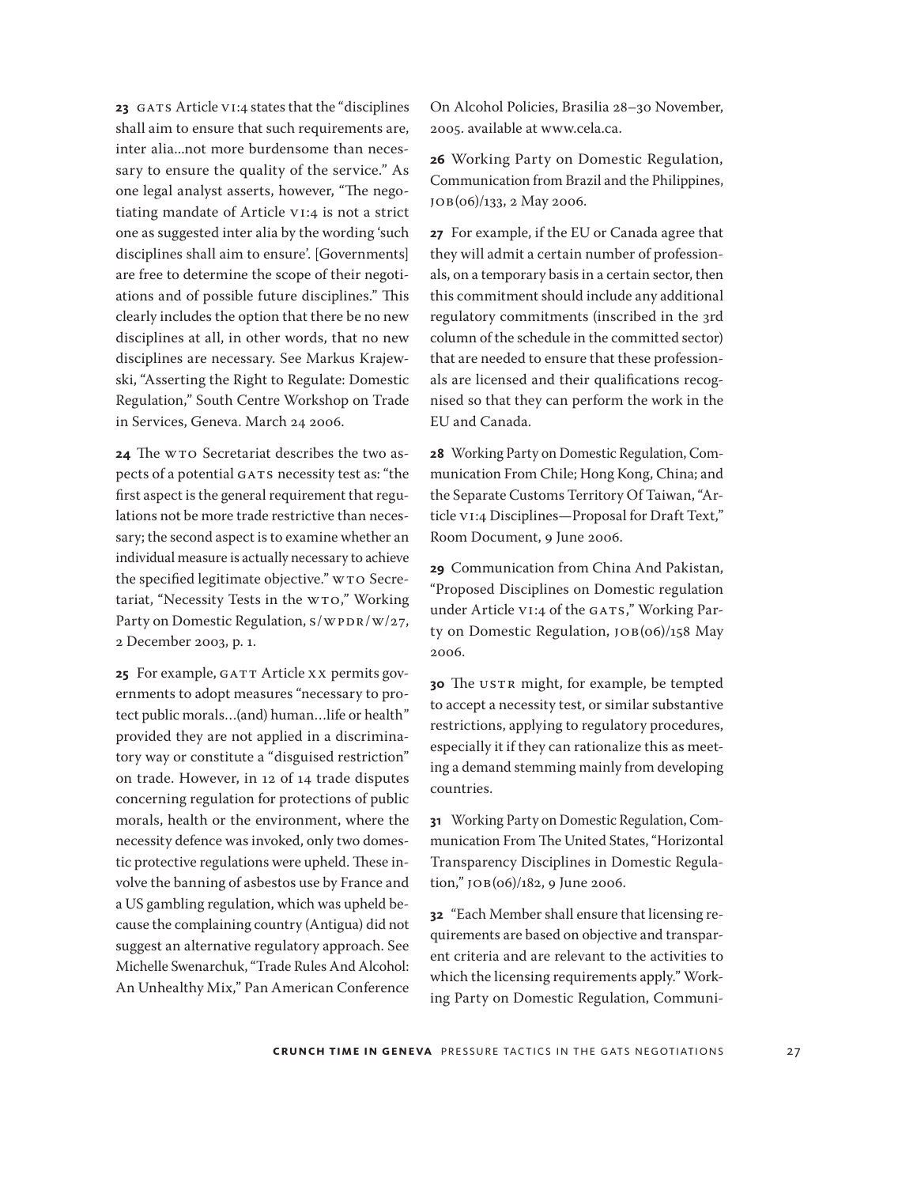**23** GATS Article VI:4 states that the "disciplines shall aim to ensure that such requirements are, inter alia...not more burdensome than necessary to ensure the quality of the service." As one legal analyst asserts, however, "The negotiating mandate of Article VI:4 is not a strict one as suggested inter alia by the wording 'such disciplines shall aim to ensure'. [Governments] are free to determine the scope of their negotiations and of possible future disciplines." This clearly includes the option that there be no new disciplines at all, in other words, that no new disciplines are necessary. See Markus Krajewski, "Asserting the Right to Regulate: Domestic Regulation," South Centre Workshop on Trade in Services, Geneva. March 24 2006.

**24** The WTO Secretariat describes the two aspects of a potential GATS necessity test as: "the first aspect is the general requirement that regulations not be more trade restrictive than necessary; the second aspect is to examine whether an individual measure is actually necessary to achieve the specified legitimate objective." WTO Secretariat, "Necessity Tests in the WTO," Working Party on Domestic Regulation, S/WPDR/W/27, 2 December 2003, p. 1.

**25** For example, GATT Article XX permits governments to adopt measures "necessary to protect public morals…(and) human…life or health" provided they are not applied in a discriminatory way or constitute a "disguised restriction" on trade. However, in 12 of 14 trade disputes concerning regulation for protections of public morals, health or the environment, where the necessity defence was invoked, only two domestic protective regulations were upheld. These involve the banning of asbestos use by France and a US gambling regulation, which was upheld because the complaining country (Antigua) did not suggest an alternative regulatory approach. See Michelle Swenarchuk, "Trade Rules And Alcohol: An Unhealthy Mix," Pan American Conference On Alcohol Policies, Brasilia 28–30 November, 2005. available at www.cela.ca.

**26** Working Party on Domestic Regulation, Communication from Brazil and the Philippines, JOB(06)/133, 2 May 2006.

**27** For example, if the EU or Canada agree that they will admit a certain number of professionals, on a temporary basis in a certain sector, then this commitment should include any additional regulatory commitments (inscribed in the 3rd column of the schedule in the committed sector) that are needed to ensure that these professionals are licensed and their qualifications recognised so that they can perform the work in the EU and Canada.

**28** Working Party on Domestic Regulation, Communication From Chile; Hong Kong, China; and the Separate Customs Territory Of Taiwan, "Article VI:4 Disciplines—Proposal for Draft Text," Room Document, 9 June 2006.

**29** Communication from China And Pakistan, "Proposed Disciplines on Domestic regulation under Article VI:4 of the GATS," Working Party on Domestic Regulation, JOB(06)/158 May 2006.

**30** The USTR might, for example, be tempted to accept a necessity test, or similar substantive restrictions, applying to regulatory procedures, especially it if they can rationalize this as meeting a demand stemming mainly from developing countries.

**31** Working Party on Domestic Regulation, Communication From The United States, "Horizontal Transparency Disciplines in Domestic Regulation," JOB(06)/182, 9 June 2006.

**32** "Each Member shall ensure that licensing requirements are based on objective and transparent criteria and are relevant to the activities to which the licensing requirements apply." Working Party on Domestic Regulation, Communi-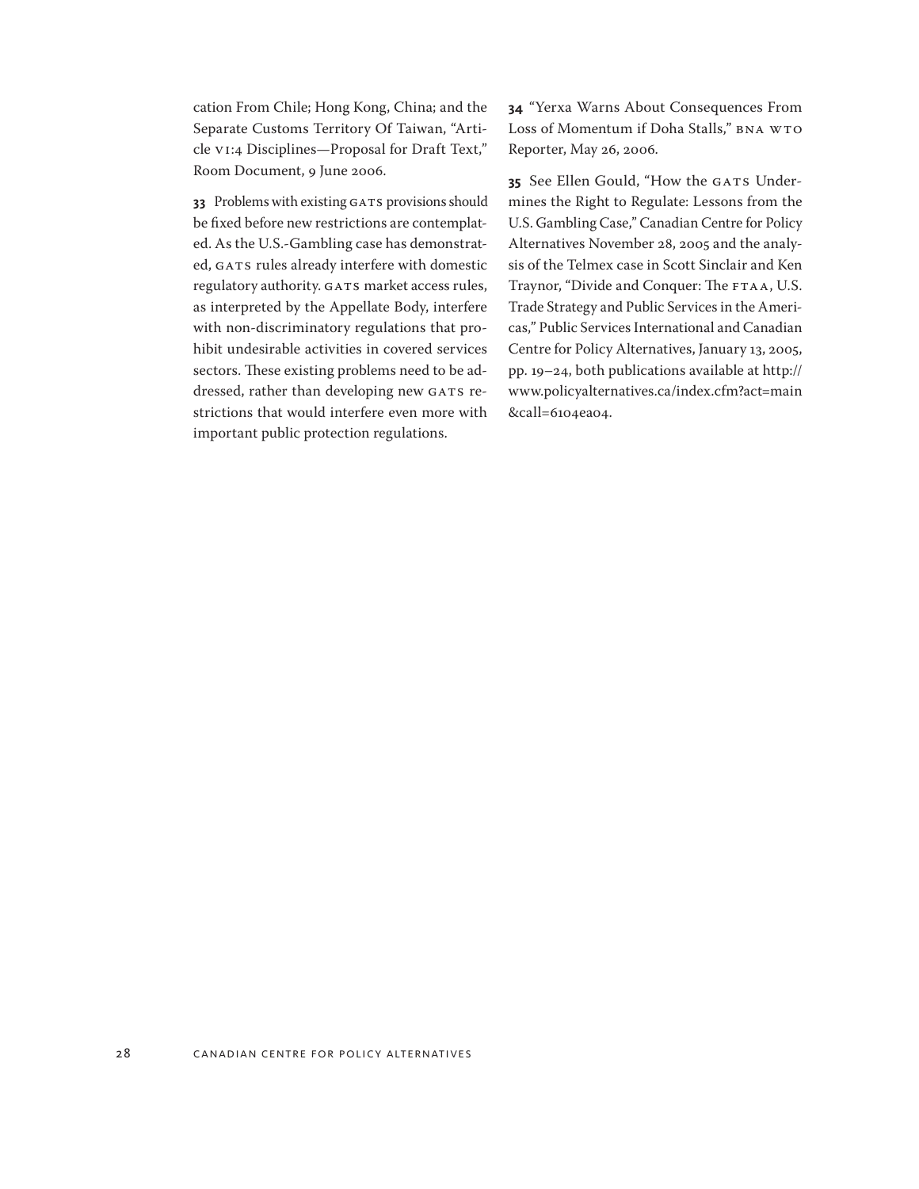cation From Chile; Hong Kong, China; and the Separate Customs Territory Of Taiwan, "Article VI:4 Disciplines—Proposal for Draft Text," Room Document, 9 June 2006.

**33** Problems with existing GATS provisions should be fixed before new restrictions are contemplated. As the U.S.-Gambling case has demonstrated, GATS rules already interfere with domestic regulatory authority. GATS market access rules, as interpreted by the Appellate Body, interfere with non-discriminatory regulations that prohibit undesirable activities in covered services sectors. These existing problems need to be addressed, rather than developing new GATS restrictions that would interfere even more with important public protection regulations.

**34** "Yerxa Warns About Consequences From Loss of Momentum if Doha Stalls," BNA WTO Reporter, May 26, 2006.

**35** See Ellen Gould, "How the GATS Undermines the Right to Regulate: Lessons from the U.S. Gambling Case," Canadian Centre for Policy Alternatives November 28, 2005 and the analysis of the Telmex case in Scott Sinclair and Ken Traynor, "Divide and Conquer: The FTAA, U.S. Trade Strategy and Public Services in the Americas," Public Services International and Canadian Centre for Policy Alternatives, January 13, 2005, pp. 19–24, both publications available at http://www.policyalternatives.ca/index.cfm?act=main&call=6104ea04.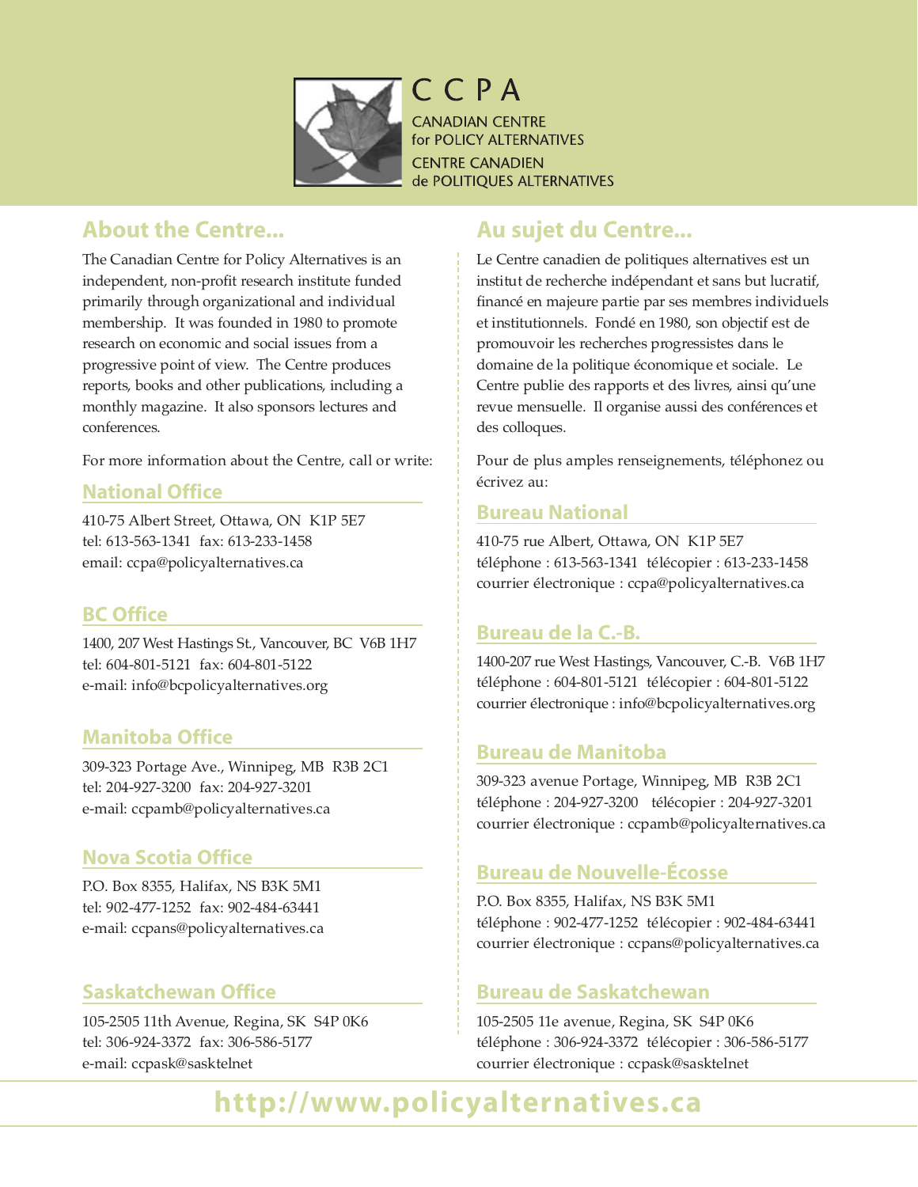CCPA

CANADIAN CENTRE for POLICY ALTERNATIVES

CENTRE CANADIEN de POLITIQUES ALTERNATIVES

## About the Centre...

The Canadian Centre for Policy Alternatives is an independent, non-profit research institute funded primarily through organizational and individual membership. It was founded in 1980 to promote research on economic and social issues from a progressive point of view. The Centre produces reports, books and other publications, including a monthly magazine. It also sponsors lectures and conferences.

For more information about the Centre, call or write:

### National Office

410-75 Albert Street, Ottawa, ON K1P 5E7
tel: 613-563-1341 fax: 613-233-1458
email: ccpa@policyalternatives.ca

### BC Office

1400, 207 West Hastings St., Vancouver, BC V6B 1H7
tel: 604-801-5121 fax: 604-801-5122
e-mail: info@bcpolicyalternatives.org

### Manitoba Office

309-323 Portage Ave., Winnipeg, MB R3B 2C1
tel: 204-927-3200 fax: 204-927-3201
e-mail: ccpamb@policyalternatives.ca

### Nova Scotia Office

P.O. Box 8355, Halifax, NS B3K 5M1
tel: 902-477-1252 fax: 902-484-63441
e-mail: ccpans@policyalternatives.ca

### Saskatchewan Office

105-2505 11th Avenue, Regina, SK S4P 0K6
tel: 306-924-3372 fax: 306-586-5177
e-mail: ccpask@sasktelnet

## Au sujet du Centre...

Le Centre canadien de politiques alternatives est un institut de recherche indépendant et sans but lucratif, financé en majeure partie par ses membres individuels et institutionnels. Fondé en 1980, son objectif est de promouvoir les recherches progressistes dans le domaine de la politique économique et sociale. Le Centre publie des rapports et des livres, ainsi qu'une revue mensuelle. Il organise aussi des conférences et des colloques.

Pour de plus amples renseignements, téléphonez ou écrivez au:

### Bureau National

410-75 rue Albert, Ottawa, ON K1P 5E7
téléphone : 613-563-1341 télécopier : 613-233-1458
courrier électronique : ccpa@policyalternatives.ca

### Bureau de la C.-B.

1400-207 rue West Hastings, Vancouver, C.-B. V6B 1H7
téléphone : 604-801-5121 télécopier : 604-801-5122
courrier électronique : info@bcpolicyalternatives.org

### Bureau de Manitoba

309-323 avenue Portage, Winnipeg, MB R3B 2C1
téléphone : 204-927-3200 télécopier : 204-927-3201
courrier électronique : ccpamb@policyalternatives.ca

### Bureau de Nouvelle-Écosse

P.O. Box 8355, Halifax, NS B3K 5M1
téléphone : 902-477-1252 télécopier : 902-484-63441
courrier électronique : ccpans@policyalternatives.ca

### Bureau de Saskatchewan

105-2505 11e avenue, Regina, SK S4P 0K6
téléphone : 306-924-3372 télécopier : 306-586-5177
courrier électronique : ccpask@sasktelnet

**http://www.policyalternatives.ca**